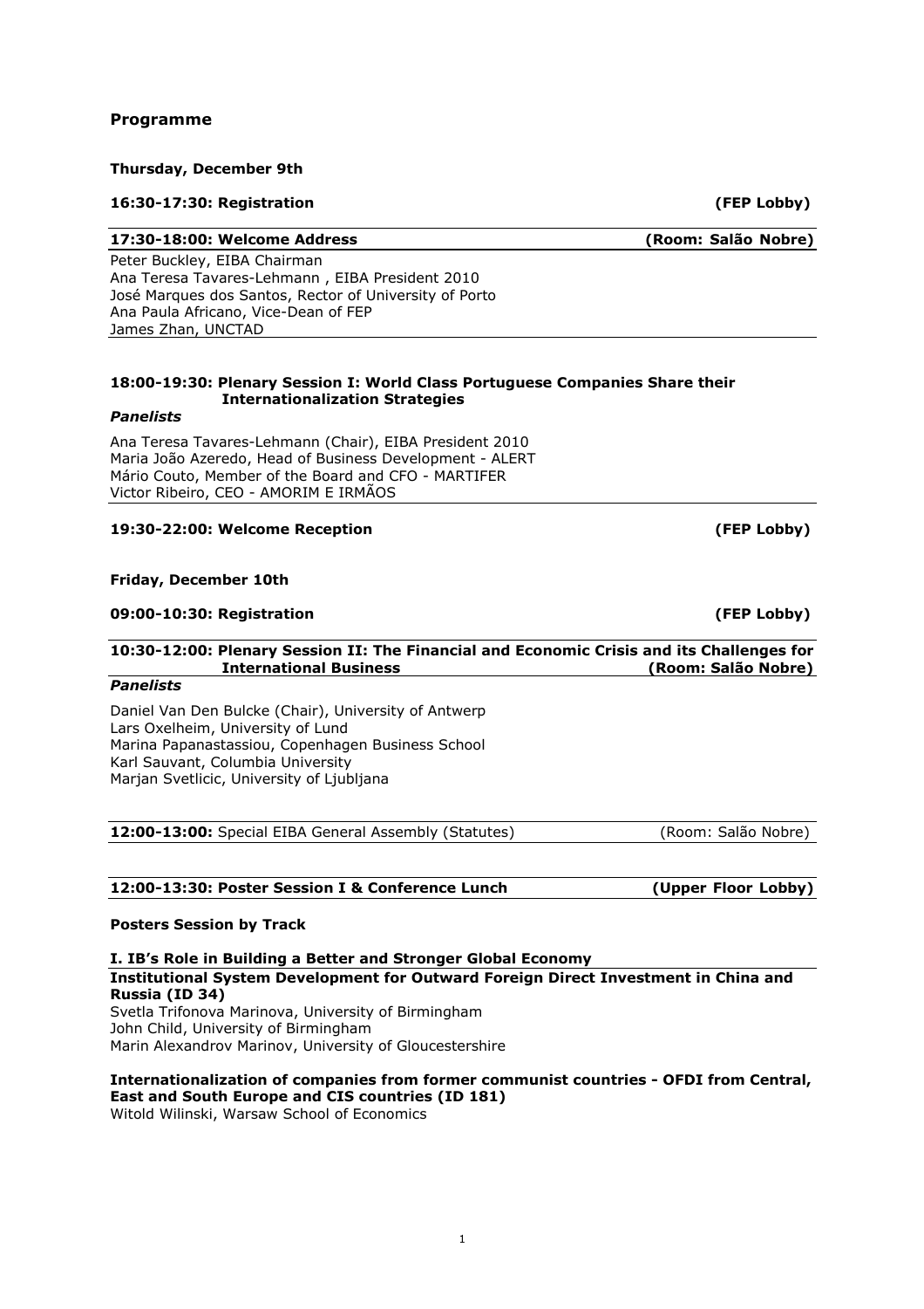## Programme

### Thursday, December 9th

**16:30-17:30: Registration** **(FEP Lobby)**

**17:30-18:00: Welcome Address** **(Room: Salão Nobre)**

Peter Buckley, EIBA Chairman
Ana Teresa Tavares-Lehmann , EIBA President 2010
José Marques dos Santos, Rector of University of Porto
Ana Paula Africano, Vice-Dean of FEP
James Zhan, UNCTAD

**18:00-19:30: Plenary Session I: World Class Portuguese Companies Share their Internationalization Strategies**

***Panelists***

Ana Teresa Tavares-Lehmann (Chair), EIBA President 2010
Maria João Azeredo, Head of Business Development - ALERT
Mário Couto, Member of the Board and CFO - MARTIFER
Victor Ribeiro, CEO - AMORIM E IRMÃOS

**19:30-22:00: Welcome Reception** **(FEP Lobby)**

### Friday, December 10th

**09:00-10:30: Registration** **(FEP Lobby)**

**10:30-12:00: Plenary Session II: The Financial and Economic Crisis and its Challenges for International Business** **(Room: Salão Nobre)**

***Panelists***

Daniel Van Den Bulcke (Chair), University of Antwerp
Lars Oxelheim, University of Lund
Marina Papanastassiou, Copenhagen Business School
Karl Sauvant, Columbia University
Marjan Svetlicic, University of Ljubljana

**12:00-13:00:** Special EIBA General Assembly (Statutes) (Room: Salão Nobre)

**12:00-13:30: Poster Session I & Conference Lunch** **(Upper Floor Lobby)**

**Posters Session by Track**

**I. IB's Role in Building a Better and Stronger Global Economy**

**Institutional System Development for Outward Foreign Direct Investment in China and Russia (ID 34)**
Svetla Trifonova Marinova, University of Birmingham
John Child, University of Birmingham
Marin Alexandrov Marinov, University of Gloucestershire

**Internationalization of companies from former communist countries - OFDI from Central, East and South Europe and CIS countries (ID 181)**
Witold Wilinski, Warsaw School of Economics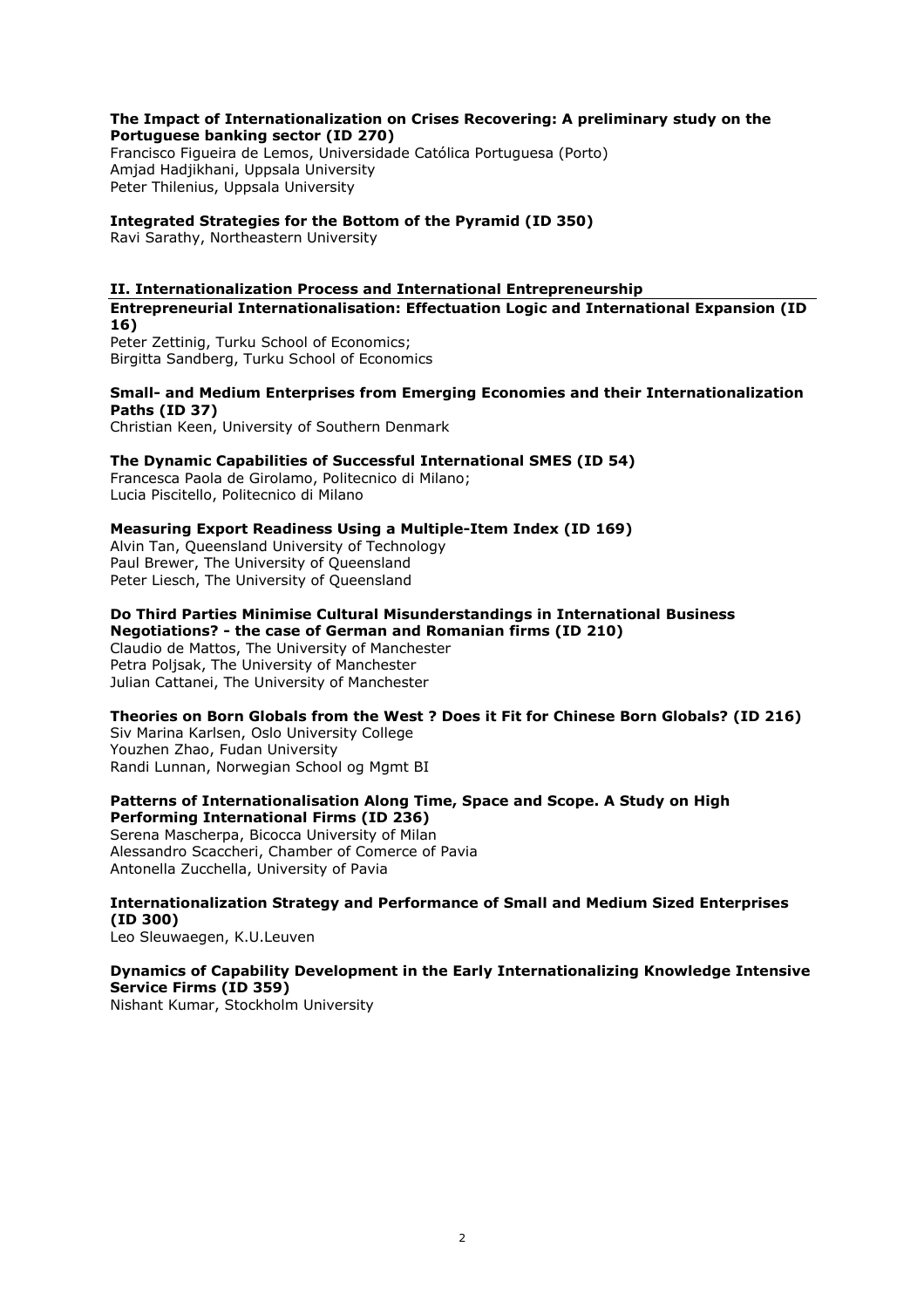**The Impact of Internationalization on Crises Recovering: A preliminary study on the Portuguese banking sector (ID 270)**
Francisco Figueira de Lemos, Universidade Católica Portuguesa (Porto)
Amjad Hadjikhani, Uppsala University
Peter Thilenius, Uppsala University

**Integrated Strategies for the Bottom of the Pyramid (ID 350)**
Ravi Sarathy, Northeastern University

## II. Internationalization Process and International Entrepreneurship

**Entrepreneurial Internationalisation: Effectuation Logic and International Expansion (ID 16)**
Peter Zettinig, Turku School of Economics;
Birgitta Sandberg, Turku School of Economics

**Small- and Medium Enterprises from Emerging Economies and their Internationalization Paths (ID 37)**
Christian Keen, University of Southern Denmark

**The Dynamic Capabilities of Successful International SMES (ID 54)**
Francesca Paola de Girolamo, Politecnico di Milano;
Lucia Piscitello, Politecnico di Milano

**Measuring Export Readiness Using a Multiple-Item Index (ID 169)**
Alvin Tan, Queensland University of Technology
Paul Brewer, The University of Queensland
Peter Liesch, The University of Queensland

**Do Third Parties Minimise Cultural Misunderstandings in International Business Negotiations? - the case of German and Romanian firms (ID 210)**
Claudio de Mattos, The University of Manchester
Petra Poljsak, The University of Manchester
Julian Cattanei, The University of Manchester

**Theories on Born Globals from the West ? Does it Fit for Chinese Born Globals? (ID 216)**
Siv Marina Karlsen, Oslo University College
Youzhen Zhao, Fudan University
Randi Lunnan, Norwegian School og Mgmt BI

**Patterns of Internationalisation Along Time, Space and Scope. A Study on High Performing International Firms (ID 236)**
Serena Mascherpa, Bicocca University of Milan
Alessandro Scaccheri, Chamber of Comerce of Pavia
Antonella Zucchella, University of Pavia

**Internationalization Strategy and Performance of Small and Medium Sized Enterprises (ID 300)**
Leo Sleuwaegen, K.U.Leuven

**Dynamics of Capability Development in the Early Internationalizing Knowledge Intensive Service Firms (ID 359)**
Nishant Kumar, Stockholm University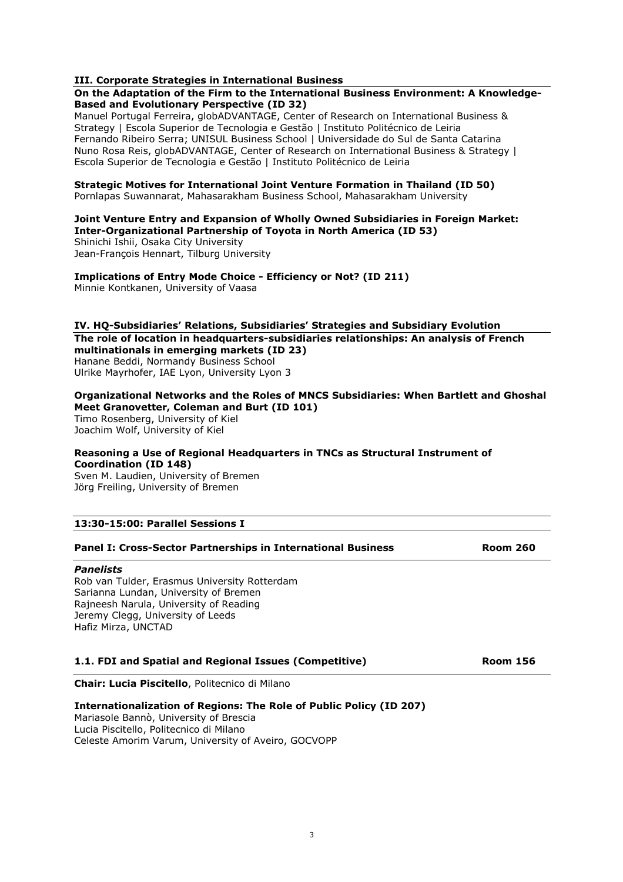### III. Corporate Strategies in International Business

**On the Adaptation of the Firm to the International Business Environment: A Knowledge-Based and Evolutionary Perspective (ID 32)**
Manuel Portugal Ferreira, globADVANTAGE, Center of Research on International Business & Strategy | Escola Superior de Tecnologia e Gestão | Instituto Politécnico de Leiria
Fernando Ribeiro Serra; UNISUL Business School | Universidade do Sul de Santa Catarina
Nuno Rosa Reis, globADVANTAGE, Center of Research on International Business & Strategy | Escola Superior de Tecnologia e Gestão | Instituto Politécnico de Leiria

**Strategic Motives for International Joint Venture Formation in Thailand (ID 50)**
Pornlapas Suwannarat, Mahasarakham Business School, Mahasarakham University

**Joint Venture Entry and Expansion of Wholly Owned Subsidiaries in Foreign Market: Inter-Organizational Partnership of Toyota in North America (ID 53)**
Shinichi Ishii, Osaka City University
Jean-François Hennart, Tilburg University

**Implications of Entry Mode Choice - Efficiency or Not? (ID 211)**
Minnie Kontkanen, University of Vaasa

### IV. HQ-Subsidiaries' Relations, Subsidiaries' Strategies and Subsidiary Evolution

**The role of location in headquarters-subsidiaries relationships: An analysis of French multinationals in emerging markets (ID 23)**
Hanane Beddi, Normandy Business School
Ulrike Mayrhofer, IAE Lyon, University Lyon 3

**Organizational Networks and the Roles of MNCS Subsidiaries: When Bartlett and Ghoshal Meet Granovetter, Coleman and Burt (ID 101)**
Timo Rosenberg, University of Kiel
Joachim Wolf, University of Kiel

**Reasoning a Use of Regional Headquarters in TNCs as Structural Instrument of Coordination (ID 148)**
Sven M. Laudien, University of Bremen
Jörg Freiling, University of Bremen

## 13:30-15:00: Parallel Sessions I

### Panel I: Cross-Sector Partnerships in International Business — Room 260

***Panelists***
Rob van Tulder, Erasmus University Rotterdam
Sarianna Lundan, University of Bremen
Rajneesh Narula, University of Reading
Jeremy Clegg, University of Leeds
Hafiz Mirza, UNCTAD

### 1.1. FDI and Spatial and Regional Issues (Competitive) — Room 156

**Chair: Lucia Piscitello**, Politecnico di Milano

**Internationalization of Regions: The Role of Public Policy (ID 207)**
Mariasole Bannò, University of Brescia
Lucia Piscitello, Politecnico di Milano
Celeste Amorim Varum, University of Aveiro, GOCVOPP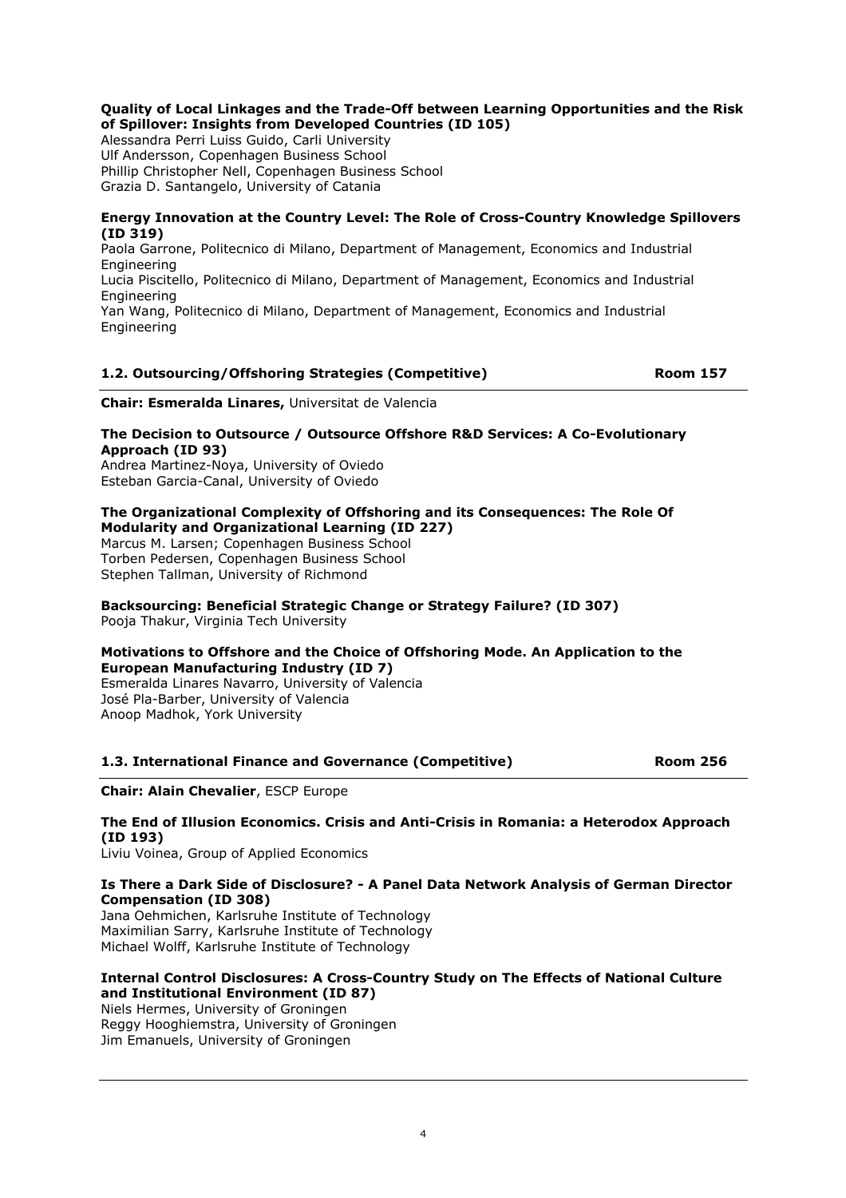**Quality of Local Linkages and the Trade-Off between Learning Opportunities and the Risk of Spillover: Insights from Developed Countries (ID 105)**
Alessandra Perri Luiss Guido, Carli University
Ulf Andersson, Copenhagen Business School
Phillip Christopher Nell, Copenhagen Business School
Grazia D. Santangelo, University of Catania

**Energy Innovation at the Country Level: The Role of Cross-Country Knowledge Spillovers (ID 319)**
Paola Garrone, Politecnico di Milano, Department of Management, Economics and Industrial Engineering
Lucia Piscitello, Politecnico di Milano, Department of Management, Economics and Industrial Engineering
Yan Wang, Politecnico di Milano, Department of Management, Economics and Industrial Engineering

## 1.2. Outsourcing/Offshoring Strategies (Competitive) — Room 157

**Chair: Esmeralda Linares,** Universitat de Valencia

**The Decision to Outsource / Outsource Offshore R&D Services: A Co-Evolutionary Approach (ID 93)**
Andrea Martinez-Noya, University of Oviedo
Esteban Garcia-Canal, University of Oviedo

**The Organizational Complexity of Offshoring and its Consequences: The Role Of Modularity and Organizational Learning (ID 227)**
Marcus M. Larsen; Copenhagen Business School
Torben Pedersen, Copenhagen Business School
Stephen Tallman, University of Richmond

**Backsourcing: Beneficial Strategic Change or Strategy Failure? (ID 307)**
Pooja Thakur, Virginia Tech University

**Motivations to Offshore and the Choice of Offshoring Mode. An Application to the European Manufacturing Industry (ID 7)**
Esmeralda Linares Navarro, University of Valencia
José Pla-Barber, University of Valencia
Anoop Madhok, York University

## 1.3. International Finance and Governance (Competitive) — Room 256

**Chair: Alain Chevalier**, ESCP Europe

**The End of Illusion Economics. Crisis and Anti-Crisis in Romania: a Heterodox Approach (ID 193)**
Liviu Voinea, Group of Applied Economics

**Is There a Dark Side of Disclosure? - A Panel Data Network Analysis of German Director Compensation (ID 308)**
Jana Oehmichen, Karlsruhe Institute of Technology
Maximilian Sarry, Karlsruhe Institute of Technology
Michael Wolff, Karlsruhe Institute of Technology

**Internal Control Disclosures: A Cross-Country Study on The Effects of National Culture and Institutional Environment (ID 87)**
Niels Hermes, University of Groningen
Reggy Hooghiemstra, University of Groningen
Jim Emanuels, University of Groningen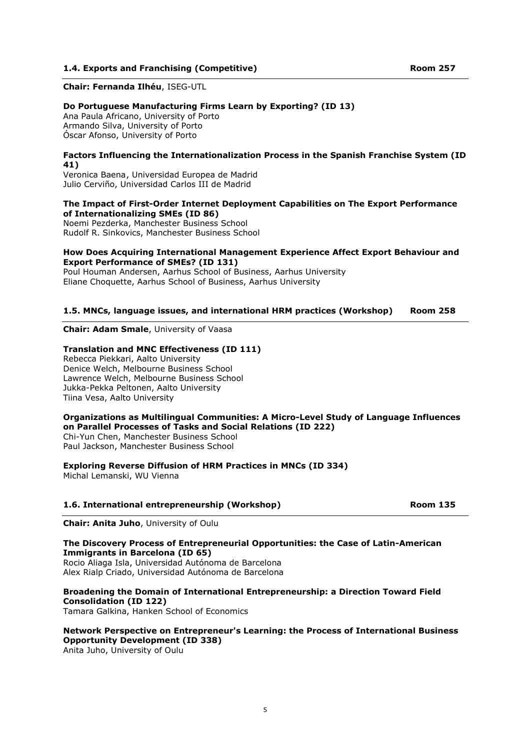### 1.4. Exports and Franchising (Competitive) Room 257

**Chair: Fernanda Ilhéu**, ISEG-UTL

**Do Portuguese Manufacturing Firms Learn by Exporting? (ID 13)**
Ana Paula Africano, University of Porto
Armando Silva, University of Porto
Óscar Afonso, University of Porto

**Factors Influencing the Internationalization Process in the Spanish Franchise System (ID 41)**
Veronica Baena, Universidad Europea de Madrid
Julio Cerviño, Universidad Carlos III de Madrid

**The Impact of First-Order Internet Deployment Capabilities on The Export Performance of Internationalizing SMEs (ID 86)**
Noemi Pezderka, Manchester Business School
Rudolf R. Sinkovics, Manchester Business School

**How Does Acquiring International Management Experience Affect Export Behaviour and Export Performance of SMEs? (ID 131)**
Poul Houman Andersen, Aarhus School of Business, Aarhus University
Eliane Choquette, Aarhus School of Business, Aarhus University

### 1.5. MNCs, language issues, and international HRM practices (Workshop) Room 258

**Chair: Adam Smale**, University of Vaasa

**Translation and MNC Effectiveness (ID 111)**
Rebecca Piekkari, Aalto University
Denice Welch, Melbourne Business School
Lawrence Welch, Melbourne Business School
Jukka-Pekka Peltonen, Aalto University
Tiina Vesa, Aalto University

**Organizations as Multilingual Communities: A Micro-Level Study of Language Influences on Parallel Processes of Tasks and Social Relations (ID 222)**
Chi-Yun Chen, Manchester Business School
Paul Jackson, Manchester Business School

**Exploring Reverse Diffusion of HRM Practices in MNCs (ID 334)**
Michal Lemanski, WU Vienna

### 1.6. International entrepreneurship (Workshop) Room 135

**Chair: Anita Juho**, University of Oulu

**The Discovery Process of Entrepreneurial Opportunities: the Case of Latin-American Immigrants in Barcelona (ID 65)**
Rocio Aliaga Isla, Universidad Autónoma de Barcelona
Alex Rialp Criado, Universidad Autónoma de Barcelona

**Broadening the Domain of International Entrepreneurship: a Direction Toward Field Consolidation (ID 122)**
Tamara Galkina, Hanken School of Economics

**Network Perspective on Entrepreneur's Learning: the Process of International Business Opportunity Development (ID 338)**
Anita Juho, University of Oulu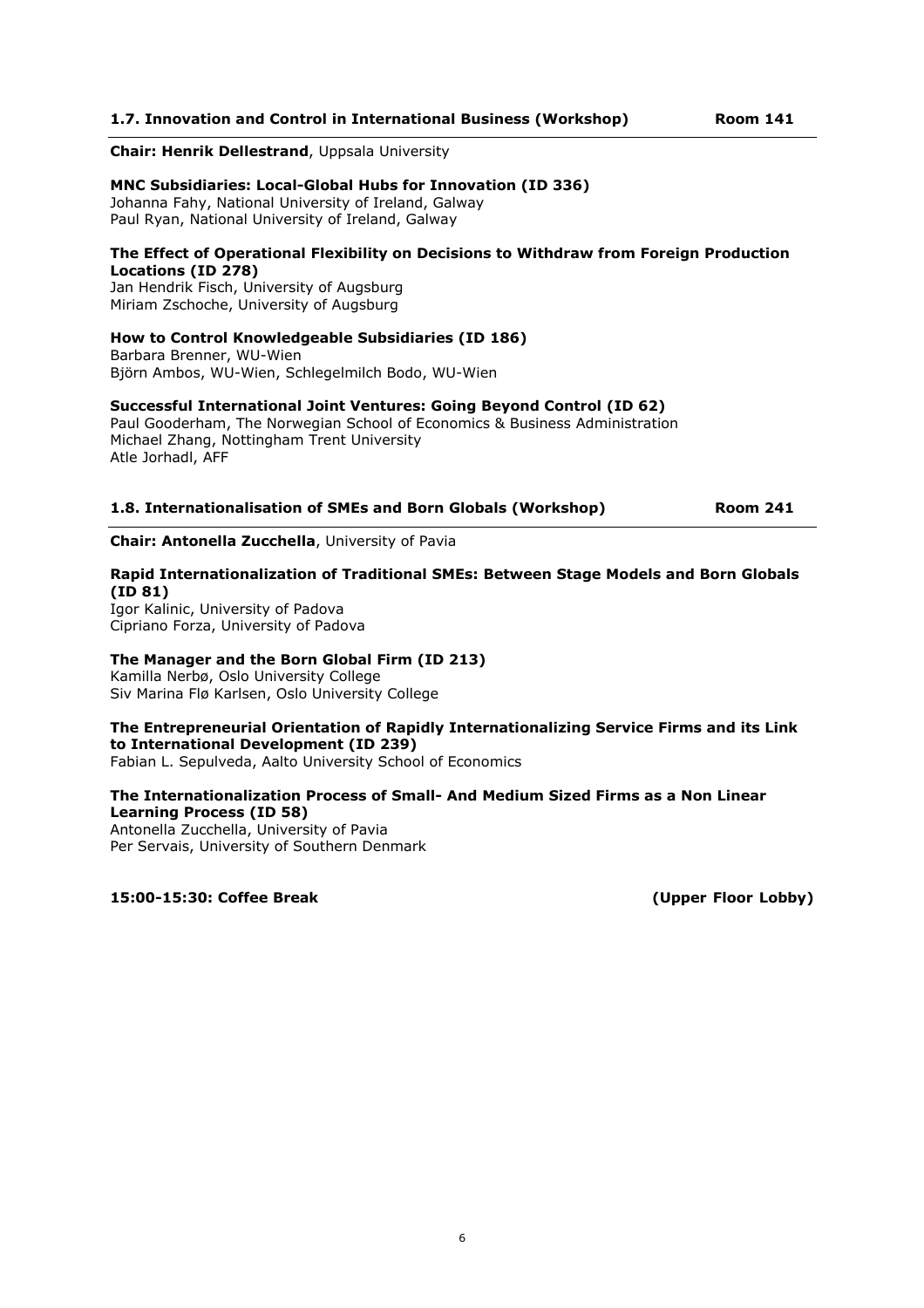### 1.7. Innovation and Control in International Business (Workshop) Room 141

**Chair: Henrik Dellestrand**, Uppsala University

**MNC Subsidiaries: Local-Global Hubs for Innovation (ID 336)**
Johanna Fahy, National University of Ireland, Galway
Paul Ryan, National University of Ireland, Galway

**The Effect of Operational Flexibility on Decisions to Withdraw from Foreign Production Locations (ID 278)**
Jan Hendrik Fisch, University of Augsburg
Miriam Zschoche, University of Augsburg

**How to Control Knowledgeable Subsidiaries (ID 186)**
Barbara Brenner, WU-Wien
Björn Ambos, WU-Wien, Schlegelmilch Bodo, WU-Wien

**Successful International Joint Ventures: Going Beyond Control (ID 62)**
Paul Gooderham, The Norwegian School of Economics & Business Administration
Michael Zhang, Nottingham Trent University
Atle Jorhadl, AFF

### 1.8. Internationalisation of SMEs and Born Globals (Workshop) Room 241

**Chair: Antonella Zucchella**, University of Pavia

**Rapid Internationalization of Traditional SMEs: Between Stage Models and Born Globals (ID 81)**
Igor Kalinic, University of Padova
Cipriano Forza, University of Padova

**The Manager and the Born Global Firm (ID 213)**
Kamilla Nerbø, Oslo University College
Siv Marina Flø Karlsen, Oslo University College

**The Entrepreneurial Orientation of Rapidly Internationalizing Service Firms and its Link to International Development (ID 239)**
Fabian L. Sepulveda, Aalto University School of Economics

**The Internationalization Process of Small- And Medium Sized Firms as a Non Linear Learning Process (ID 58)**
Antonella Zucchella, University of Pavia
Per Servais, University of Southern Denmark

**15:00-15:30: Coffee Break (Upper Floor Lobby)**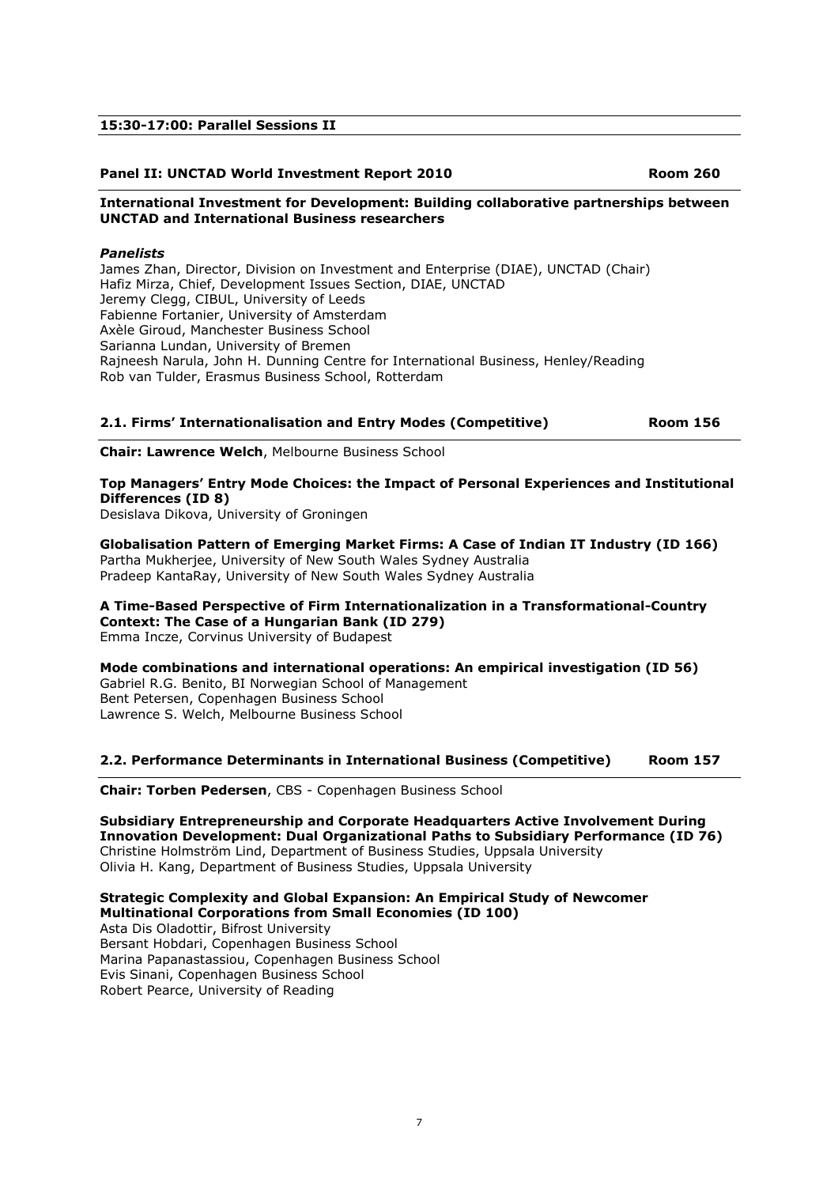## 15:30-17:00: Parallel Sessions II

### Panel II: UNCTAD World Investment Report 2010 — Room 260

**International Investment for Development: Building collaborative partnerships between UNCTAD and International Business researchers**

***Panelists***

James Zhan, Director, Division on Investment and Enterprise (DIAE), UNCTAD (Chair)
Hafiz Mirza, Chief, Development Issues Section, DIAE, UNCTAD
Jeremy Clegg, CIBUL, University of Leeds
Fabienne Fortanier, University of Amsterdam
Axèle Giroud, Manchester Business School
Sarianna Lundan, University of Bremen
Rajneesh Narula, John H. Dunning Centre for International Business, Henley/Reading
Rob van Tulder, Erasmus Business School, Rotterdam

### 2.1. Firms' Internationalisation and Entry Modes (Competitive) — Room 156

**Chair: Lawrence Welch**, Melbourne Business School

**Top Managers' Entry Mode Choices: the Impact of Personal Experiences and Institutional Differences (ID 8)**
Desislava Dikova, University of Groningen

**Globalisation Pattern of Emerging Market Firms: A Case of Indian IT Industry (ID 166)**
Partha Mukherjee, University of New South Wales Sydney Australia
Pradeep KantaRay, University of New South Wales Sydney Australia

**A Time-Based Perspective of Firm Internationalization in a Transformational-Country Context: The Case of a Hungarian Bank (ID 279)**
Emma Incze, Corvinus University of Budapest

**Mode combinations and international operations: An empirical investigation (ID 56)**
Gabriel R.G. Benito, BI Norwegian School of Management
Bent Petersen, Copenhagen Business School
Lawrence S. Welch, Melbourne Business School

### 2.2. Performance Determinants in International Business (Competitive) — Room 157

**Chair: Torben Pedersen**, CBS - Copenhagen Business School

**Subsidiary Entrepreneurship and Corporate Headquarters Active Involvement During Innovation Development: Dual Organizational Paths to Subsidiary Performance (ID 76)**
Christine Holmström Lind, Department of Business Studies, Uppsala University
Olivia H. Kang, Department of Business Studies, Uppsala University

**Strategic Complexity and Global Expansion: An Empirical Study of Newcomer Multinational Corporations from Small Economies (ID 100)**
Asta Dis Oladottir, Bifrost University
Bersant Hobdari, Copenhagen Business School
Marina Papanastassiou, Copenhagen Business School
Evis Sinani, Copenhagen Business School
Robert Pearce, University of Reading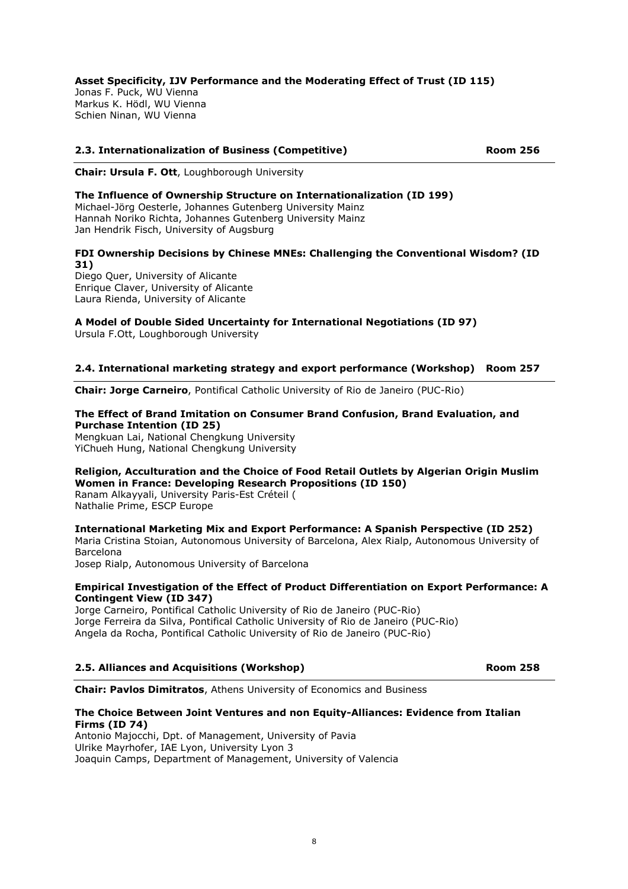**Asset Specificity, IJV Performance and the Moderating Effect of Trust (ID 115)**
Jonas F. Puck, WU Vienna
Markus K. Hödl, WU Vienna
Schien Ninan, WU Vienna

## 2.3. Internationalization of Business (Competitive) — Room 256

**Chair: Ursula F. Ott**, Loughborough University

**The Influence of Ownership Structure on Internationalization (ID 199)**
Michael-Jörg Oesterle, Johannes Gutenberg University Mainz
Hannah Noriko Richta, Johannes Gutenberg University Mainz
Jan Hendrik Fisch, University of Augsburg

**FDI Ownership Decisions by Chinese MNEs: Challenging the Conventional Wisdom? (ID 31)**
Diego Quer, University of Alicante
Enrique Claver, University of Alicante
Laura Rienda, University of Alicante

**A Model of Double Sided Uncertainty for International Negotiations (ID 97)**
Ursula F.Ott, Loughborough University

## 2.4. International marketing strategy and export performance (Workshop) — Room 257

**Chair: Jorge Carneiro**, Pontifical Catholic University of Rio de Janeiro (PUC-Rio)

**The Effect of Brand Imitation on Consumer Brand Confusion, Brand Evaluation, and Purchase Intention (ID 25)**
Mengkuan Lai, National Chengkung University
YiChueh Hung, National Chengkung University

**Religion, Acculturation and the Choice of Food Retail Outlets by Algerian Origin Muslim Women in France: Developing Research Propositions (ID 150)**
Ranam Alkayyali, University Paris-Est Créteil (
Nathalie Prime, ESCP Europe

**International Marketing Mix and Export Performance: A Spanish Perspective (ID 252)**
Maria Cristina Stoian, Autonomous University of Barcelona, Alex Rialp, Autonomous University of Barcelona
Josep Rialp, Autonomous University of Barcelona

**Empirical Investigation of the Effect of Product Differentiation on Export Performance: A Contingent View (ID 347)**
Jorge Carneiro, Pontifical Catholic University of Rio de Janeiro (PUC-Rio)
Jorge Ferreira da Silva, Pontifical Catholic University of Rio de Janeiro (PUC-Rio)
Angela da Rocha, Pontifical Catholic University of Rio de Janeiro (PUC-Rio)

## 2.5. Alliances and Acquisitions (Workshop) — Room 258

**Chair: Pavlos Dimitratos**, Athens University of Economics and Business

**The Choice Between Joint Ventures and non Equity-Alliances: Evidence from Italian Firms (ID 74)**
Antonio Majocchi, Dpt. of Management, University of Pavia
Ulrike Mayrhofer, IAE Lyon, University Lyon 3
Joaquin Camps, Department of Management, University of Valencia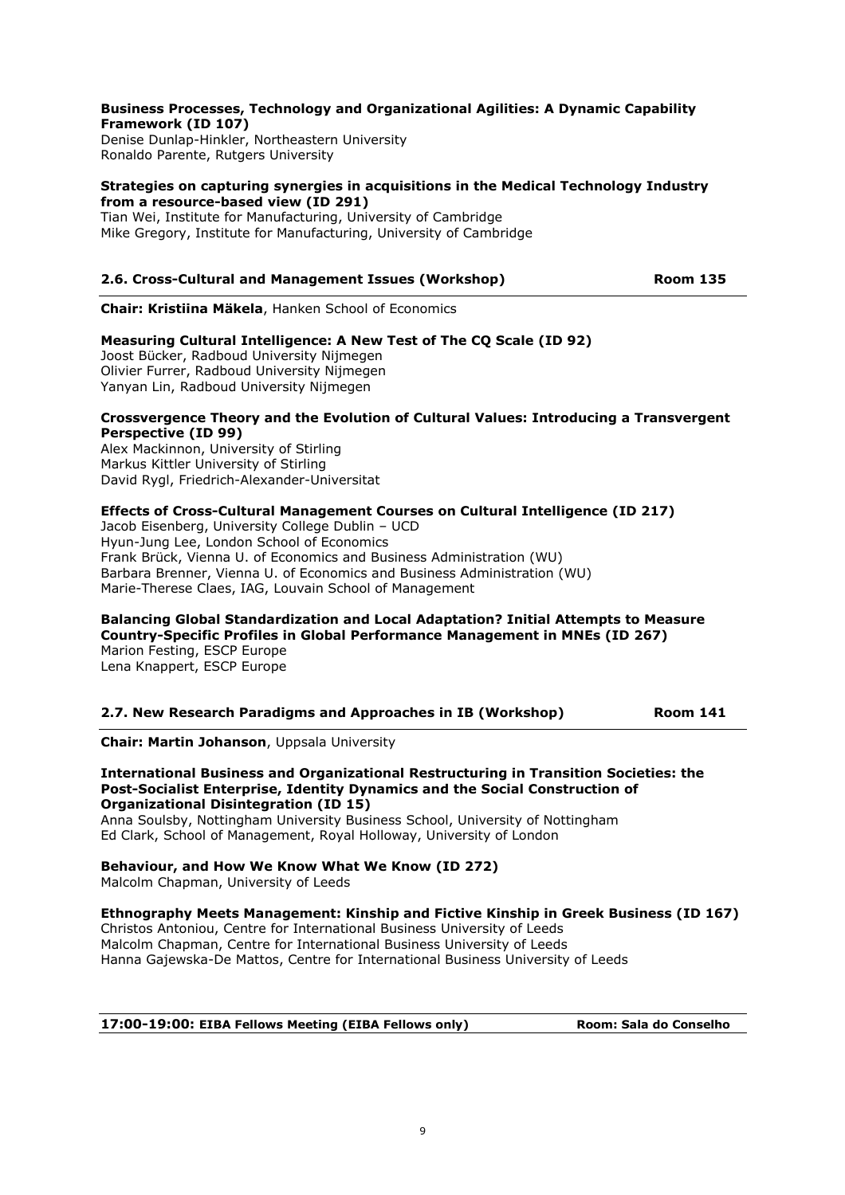**Business Processes, Technology and Organizational Agilities: A Dynamic Capability Framework (ID 107)**
Denise Dunlap-Hinkler, Northeastern University
Ronaldo Parente, Rutgers University

**Strategies on capturing synergies in acquisitions in the Medical Technology Industry from a resource-based view (ID 291)**
Tian Wei, Institute for Manufacturing, University of Cambridge
Mike Gregory, Institute for Manufacturing, University of Cambridge

### 2.6. Cross-Cultural and Management Issues (Workshop) — Room 135

**Chair: Kristiina Mäkela**, Hanken School of Economics

**Measuring Cultural Intelligence: A New Test of The CQ Scale (ID 92)**
Joost Bücker, Radboud University Nijmegen
Olivier Furrer, Radboud University Nijmegen
Yanyan Lin, Radboud University Nijmegen

**Crossvergence Theory and the Evolution of Cultural Values: Introducing a Transvergent Perspective (ID 99)**
Alex Mackinnon, University of Stirling
Markus Kittler University of Stirling
David Rygl, Friedrich-Alexander-Universitat

**Effects of Cross-Cultural Management Courses on Cultural Intelligence (ID 217)**
Jacob Eisenberg, University College Dublin – UCD
Hyun-Jung Lee, London School of Economics
Frank Brück, Vienna U. of Economics and Business Administration (WU)
Barbara Brenner, Vienna U. of Economics and Business Administration (WU)
Marie-Therese Claes, IAG, Louvain School of Management

**Balancing Global Standardization and Local Adaptation? Initial Attempts to Measure Country-Specific Profiles in Global Performance Management in MNEs (ID 267)**
Marion Festing, ESCP Europe
Lena Knappert, ESCP Europe

### 2.7. New Research Paradigms and Approaches in IB (Workshop) — Room 141

**Chair: Martin Johanson**, Uppsala University

**International Business and Organizational Restructuring in Transition Societies: the Post-Socialist Enterprise, Identity Dynamics and the Social Construction of Organizational Disintegration (ID 15)**
Anna Soulsby, Nottingham University Business School, University of Nottingham
Ed Clark, School of Management, Royal Holloway, University of London

**Behaviour, and How We Know What We Know (ID 272)**
Malcolm Chapman, University of Leeds

**Ethnography Meets Management: Kinship and Fictive Kinship in Greek Business (ID 167)**
Christos Antoniou, Centre for International Business University of Leeds
Malcolm Chapman, Centre for International Business University of Leeds
Hanna Gajewska-De Mattos, Centre for International Business University of Leeds

### 17:00-19:00: EIBA Fellows Meeting (EIBA Fellows only) — Room: Sala do Conselho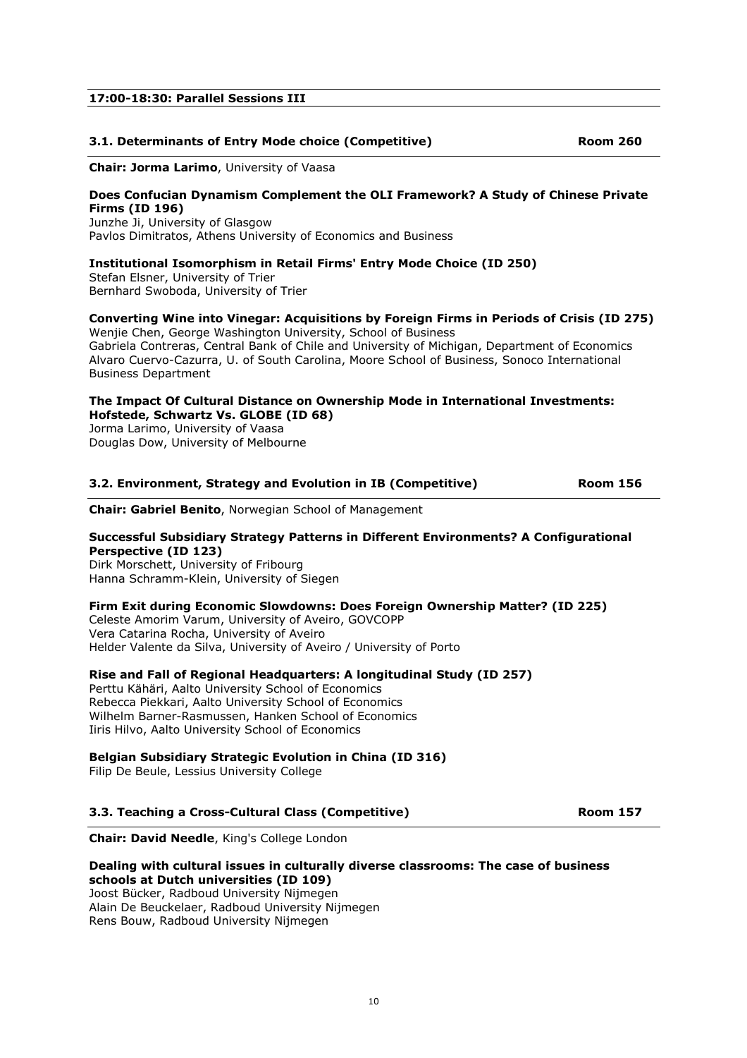## 17:00-18:30: Parallel Sessions III

### 3.1. Determinants of Entry Mode choice (Competitive) — Room 260

**Chair: Jorma Larimo**, University of Vaasa

**Does Confucian Dynamism Complement the OLI Framework? A Study of Chinese Private Firms (ID 196)**
Junzhe Ji, University of Glasgow
Pavlos Dimitratos, Athens University of Economics and Business

**Institutional Isomorphism in Retail Firms' Entry Mode Choice (ID 250)**
Stefan Elsner, University of Trier
Bernhard Swoboda, University of Trier

**Converting Wine into Vinegar: Acquisitions by Foreign Firms in Periods of Crisis (ID 275)**
Wenjie Chen, George Washington University, School of Business
Gabriela Contreras, Central Bank of Chile and University of Michigan, Department of Economics
Alvaro Cuervo-Cazurra, U. of South Carolina, Moore School of Business, Sonoco International Business Department

**The Impact Of Cultural Distance on Ownership Mode in International Investments: Hofstede, Schwartz Vs. GLOBE (ID 68)**
Jorma Larimo, University of Vaasa
Douglas Dow, University of Melbourne

### 3.2. Environment, Strategy and Evolution in IB (Competitive) — Room 156

**Chair: Gabriel Benito**, Norwegian School of Management

**Successful Subsidiary Strategy Patterns in Different Environments? A Configurational Perspective (ID 123)**
Dirk Morschett, University of Fribourg
Hanna Schramm-Klein, University of Siegen

**Firm Exit during Economic Slowdowns: Does Foreign Ownership Matter? (ID 225)**
Celeste Amorim Varum, University of Aveiro, GOVCOPP
Vera Catarina Rocha, University of Aveiro
Helder Valente da Silva, University of Aveiro / University of Porto

**Rise and Fall of Regional Headquarters: A longitudinal Study (ID 257)**
Perttu Kähäri, Aalto University School of Economics
Rebecca Piekkari, Aalto University School of Economics
Wilhelm Barner-Rasmussen, Hanken School of Economics
Iiris Hilvo, Aalto University School of Economics

**Belgian Subsidiary Strategic Evolution in China (ID 316)**
Filip De Beule, Lessius University College

### 3.3. Teaching a Cross-Cultural Class (Competitive) — Room 157

**Chair: David Needle**, King's College London

**Dealing with cultural issues in culturally diverse classrooms: The case of business schools at Dutch universities (ID 109)**
Joost Bücker, Radboud University Nijmegen
Alain De Beuckelaer, Radboud University Nijmegen
Rens Bouw, Radboud University Nijmegen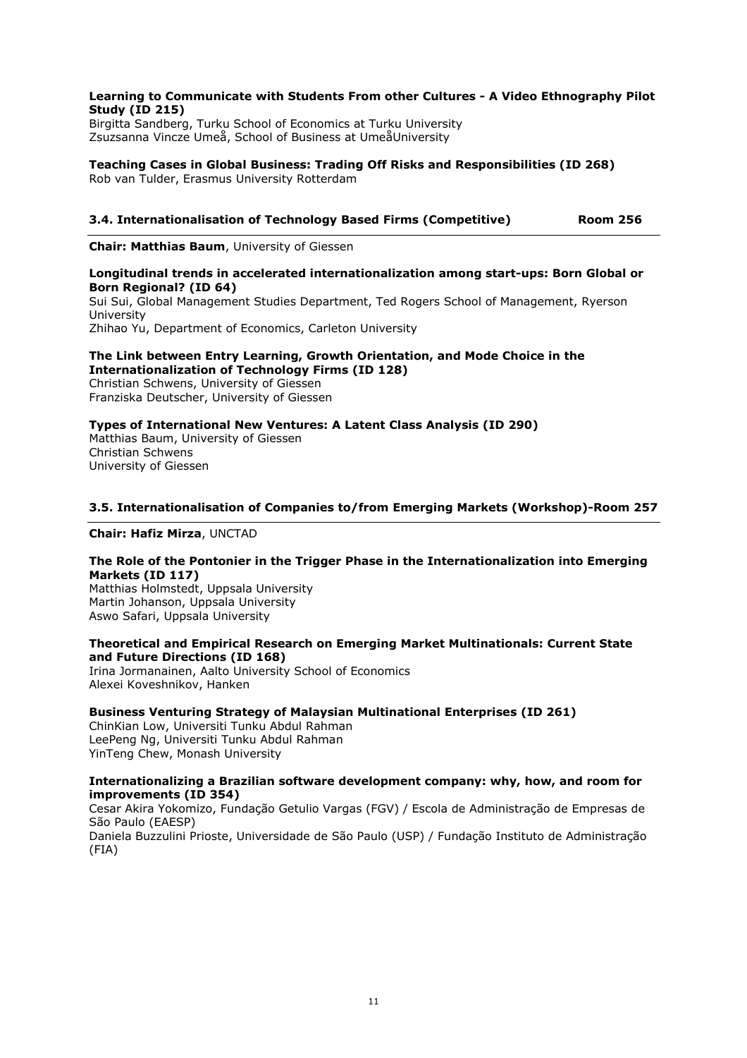**Learning to Communicate with Students From other Cultures - A Video Ethnography Pilot Study (ID 215)**
Birgitta Sandberg, Turku School of Economics at Turku University
Zsuzsanna Vincze Umeå, School of Business at UmeåUniversity

**Teaching Cases in Global Business: Trading Off Risks and Responsibilities (ID 268)**
Rob van Tulder, Erasmus University Rotterdam

### 3.4. Internationalisation of Technology Based Firms (Competitive) Room 256

**Chair: Matthias Baum**, University of Giessen

**Longitudinal trends in accelerated internationalization among start-ups: Born Global or Born Regional? (ID 64)**
Sui Sui, Global Management Studies Department, Ted Rogers School of Management, Ryerson University
Zhihao Yu, Department of Economics, Carleton University

**The Link between Entry Learning, Growth Orientation, and Mode Choice in the Internationalization of Technology Firms (ID 128)**
Christian Schwens, University of Giessen
Franziska Deutscher, University of Giessen

**Types of International New Ventures: A Latent Class Analysis (ID 290)**
Matthias Baum, University of Giessen
Christian Schwens
University of Giessen

### 3.5. Internationalisation of Companies to/from Emerging Markets (Workshop)-Room 257

**Chair: Hafiz Mirza**, UNCTAD

**The Role of the Pontonier in the Trigger Phase in the Internationalization into Emerging Markets (ID 117)**
Matthias Holmstedt, Uppsala University
Martin Johanson, Uppsala University
Aswo Safari, Uppsala University

**Theoretical and Empirical Research on Emerging Market Multinationals: Current State and Future Directions (ID 168)**
Irina Jormanainen, Aalto University School of Economics
Alexei Koveshnikov, Hanken

**Business Venturing Strategy of Malaysian Multinational Enterprises (ID 261)**
ChinKian Low, Universiti Tunku Abdul Rahman
LeePeng Ng, Universiti Tunku Abdul Rahman
YinTeng Chew, Monash University

**Internationalizing a Brazilian software development company: why, how, and room for improvements (ID 354)**
Cesar Akira Yokomizo, Fundação Getulio Vargas (FGV) / Escola de Administração de Empresas de São Paulo (EAESP)
Daniela Buzzulini Prioste, Universidade de São Paulo (USP) / Fundação Instituto de Administração (FIA)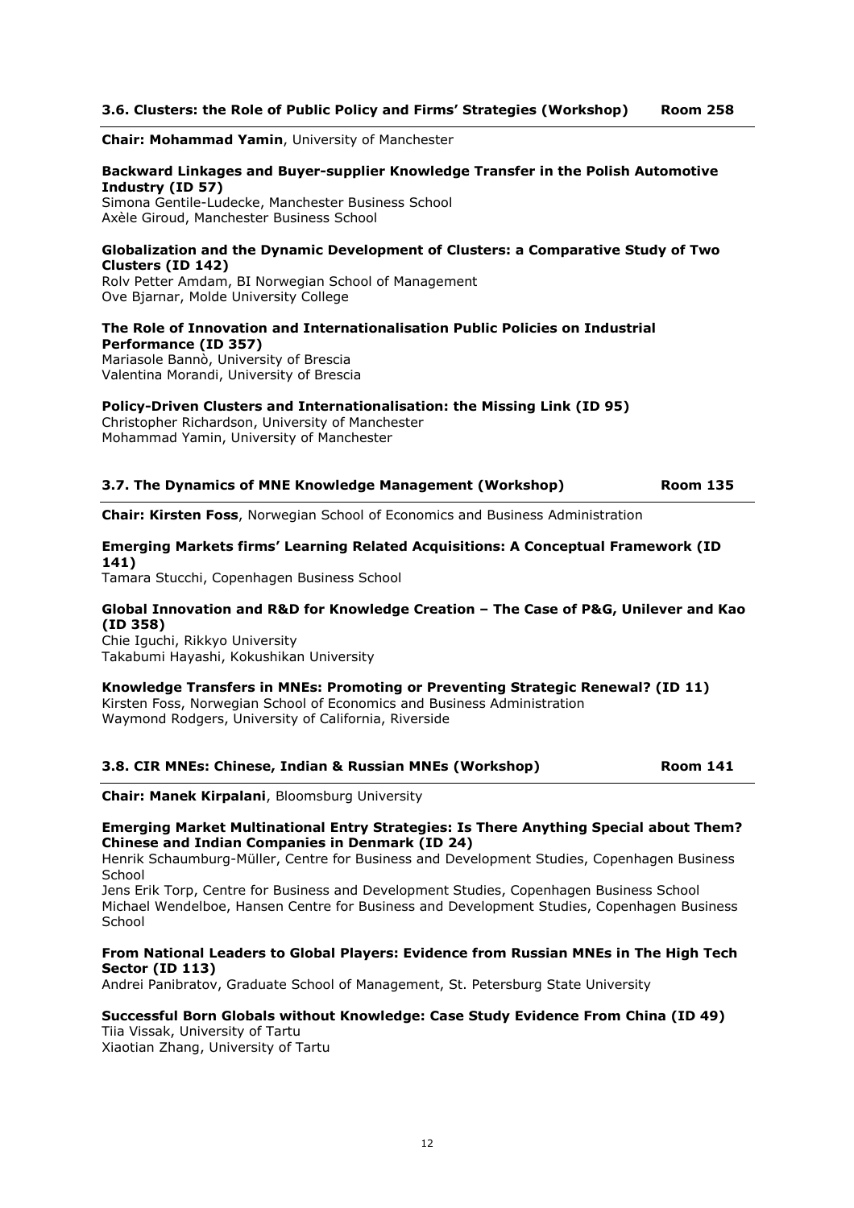### 3.6. Clusters: the Role of Public Policy and Firms' Strategies (Workshop) Room 258

**Chair: Mohammad Yamin**, University of Manchester

**Backward Linkages and Buyer-supplier Knowledge Transfer in the Polish Automotive Industry (ID 57)**
Simona Gentile-Ludecke, Manchester Business School
Axèle Giroud, Manchester Business School

**Globalization and the Dynamic Development of Clusters: a Comparative Study of Two Clusters (ID 142)**
Rolv Petter Amdam, BI Norwegian School of Management
Ove Bjarnar, Molde University College

**The Role of Innovation and Internationalisation Public Policies on Industrial Performance (ID 357)**
Mariasole Bannò, University of Brescia
Valentina Morandi, University of Brescia

**Policy-Driven Clusters and Internationalisation: the Missing Link (ID 95)**
Christopher Richardson, University of Manchester
Mohammad Yamin, University of Manchester

### 3.7. The Dynamics of MNE Knowledge Management (Workshop) Room 135

**Chair: Kirsten Foss**, Norwegian School of Economics and Business Administration

**Emerging Markets firms' Learning Related Acquisitions: A Conceptual Framework (ID 141)**
Tamara Stucchi, Copenhagen Business School

**Global Innovation and R&D for Knowledge Creation – The Case of P&G, Unilever and Kao (ID 358)**
Chie Iguchi, Rikkyo University
Takabumi Hayashi, Kokushikan University

**Knowledge Transfers in MNEs: Promoting or Preventing Strategic Renewal? (ID 11)**
Kirsten Foss, Norwegian School of Economics and Business Administration
Waymond Rodgers, University of California, Riverside

### 3.8. CIR MNEs: Chinese, Indian & Russian MNEs (Workshop) Room 141

**Chair: Manek Kirpalani**, Bloomsburg University

**Emerging Market Multinational Entry Strategies: Is There Anything Special about Them? Chinese and Indian Companies in Denmark (ID 24)**
Henrik Schaumburg-Müller, Centre for Business and Development Studies, Copenhagen Business School
Jens Erik Torp, Centre for Business and Development Studies, Copenhagen Business School
Michael Wendelboe, Hansen Centre for Business and Development Studies, Copenhagen Business School

**From National Leaders to Global Players: Evidence from Russian MNEs in The High Tech Sector (ID 113)**
Andrei Panibratov, Graduate School of Management, St. Petersburg State University

**Successful Born Globals without Knowledge: Case Study Evidence From China (ID 49)**
Tiia Vissak, University of Tartu
Xiaotian Zhang, University of Tartu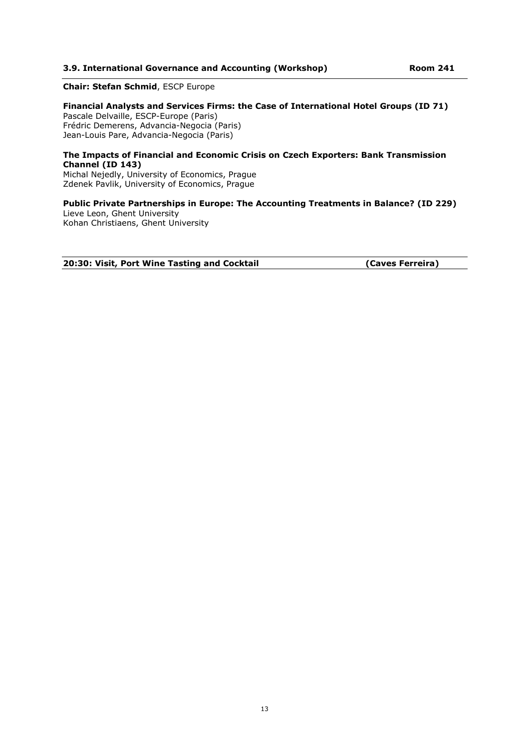### 3.9. International Governance and Accounting (Workshop) — Room 241

**Chair: Stefan Schmid**, ESCP Europe

**Financial Analysts and Services Firms: the Case of International Hotel Groups (ID 71)**
Pascale Delvaille, ESCP-Europe (Paris)
Frédric Demerens, Advancia-Negocia (Paris)
Jean-Louis Pare, Advancia-Negocia (Paris)

**The Impacts of Financial and Economic Crisis on Czech Exporters: Bank Transmission Channel (ID 143)**
Michal Nejedly, University of Economics, Prague
Zdenek Pavlik, University of Economics, Prague

**Public Private Partnerships in Europe: The Accounting Treatments in Balance? (ID 229)**
Lieve Leon, Ghent University
Kohan Christiaens, Ghent University

---

**20:30: Visit, Port Wine Tasting and Cocktail (Caves Ferreira)**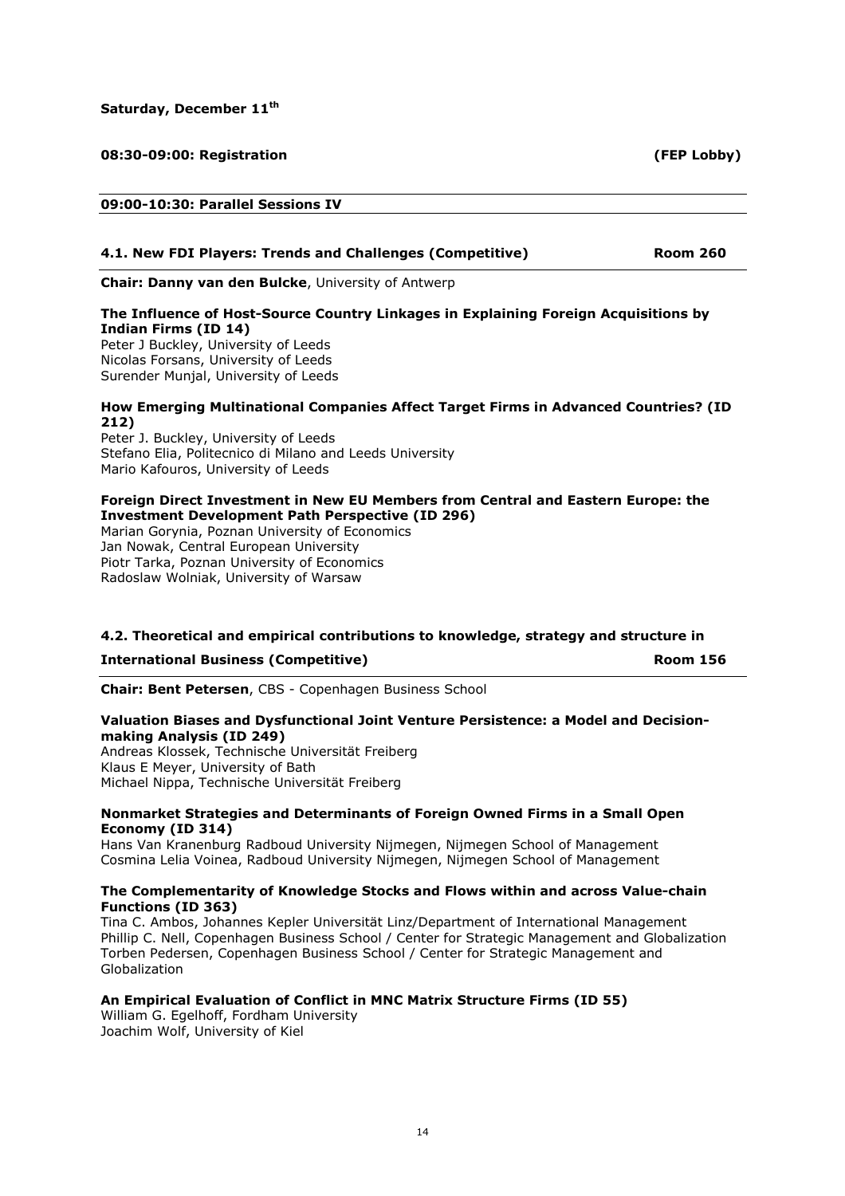**Saturday, December 11th**

**08:30-09:00: Registration** **(FEP Lobby)**

**09:00-10:30: Parallel Sessions IV**

**4.1. New FDI Players: Trends and Challenges (Competitive)** **Room 260**

**Chair: Danny van den Bulcke**, University of Antwerp

**The Influence of Host-Source Country Linkages in Explaining Foreign Acquisitions by Indian Firms (ID 14)**
Peter J Buckley, University of Leeds
Nicolas Forsans, University of Leeds
Surender Munjal, University of Leeds

**How Emerging Multinational Companies Affect Target Firms in Advanced Countries? (ID 212)**
Peter J. Buckley, University of Leeds
Stefano Elia, Politecnico di Milano and Leeds University
Mario Kafouros, University of Leeds

**Foreign Direct Investment in New EU Members from Central and Eastern Europe: the Investment Development Path Perspective (ID 296)**
Marian Gorynia, Poznan University of Economics
Jan Nowak, Central European University
Piotr Tarka, Poznan University of Economics
Radoslaw Wolniak, University of Warsaw

**4.2. Theoretical and empirical contributions to knowledge, strategy and structure in International Business (Competitive)** **Room 156**

**Chair: Bent Petersen**, CBS - Copenhagen Business School

**Valuation Biases and Dysfunctional Joint Venture Persistence: a Model and Decision-making Analysis (ID 249)**
Andreas Klossek, Technische Universität Freiberg
Klaus E Meyer, University of Bath
Michael Nippa, Technische Universität Freiberg

**Nonmarket Strategies and Determinants of Foreign Owned Firms in a Small Open Economy (ID 314)**
Hans Van Kranenburg Radboud University Nijmegen, Nijmegen School of Management
Cosmina Lelia Voinea, Radboud University Nijmegen, Nijmegen School of Management

**The Complementarity of Knowledge Stocks and Flows within and across Value-chain Functions (ID 363)**
Tina C. Ambos, Johannes Kepler Universität Linz/Department of International Management
Phillip C. Nell, Copenhagen Business School / Center for Strategic Management and Globalization
Torben Pedersen, Copenhagen Business School / Center for Strategic Management and Globalization

**An Empirical Evaluation of Conflict in MNC Matrix Structure Firms (ID 55)**
William G. Egelhoff, Fordham University
Joachim Wolf, University of Kiel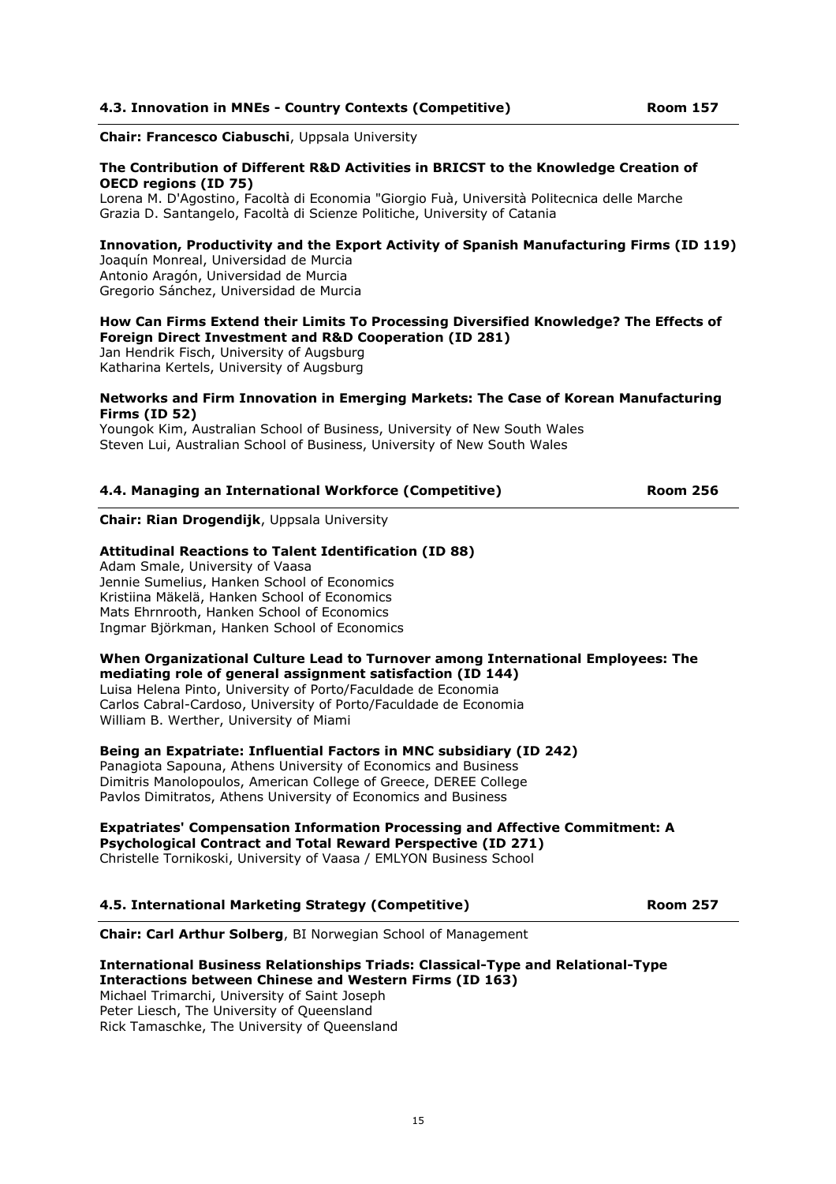### 4.3. Innovation in MNEs - Country Contexts (Competitive) — Room 157

**Chair: Francesco Ciabuschi**, Uppsala University

**The Contribution of Different R&D Activities in BRICST to the Knowledge Creation of OECD regions (ID 75)**
Lorena M. D'Agostino, Facoltà di Economia "Giorgio Fuà, Università Politecnica delle Marche
Grazia D. Santangelo, Facoltà di Scienze Politiche, University of Catania

**Innovation, Productivity and the Export Activity of Spanish Manufacturing Firms (ID 119)**
Joaquín Monreal, Universidad de Murcia
Antonio Aragón, Universidad de Murcia
Gregorio Sánchez, Universidad de Murcia

**How Can Firms Extend their Limits To Processing Diversified Knowledge? The Effects of Foreign Direct Investment and R&D Cooperation (ID 281)**
Jan Hendrik Fisch, University of Augsburg
Katharina Kertels, University of Augsburg

**Networks and Firm Innovation in Emerging Markets: The Case of Korean Manufacturing Firms (ID 52)**
Youngok Kim, Australian School of Business, University of New South Wales
Steven Lui, Australian School of Business, University of New South Wales

### 4.4. Managing an International Workforce (Competitive) — Room 256

**Chair: Rian Drogendijk**, Uppsala University

**Attitudinal Reactions to Talent Identification (ID 88)**
Adam Smale, University of Vaasa
Jennie Sumelius, Hanken School of Economics
Kristiina Mäkelä, Hanken School of Economics
Mats Ehrnrooth, Hanken School of Economics
Ingmar Björkman, Hanken School of Economics

**When Organizational Culture Lead to Turnover among International Employees: The mediating role of general assignment satisfaction (ID 144)**
Luisa Helena Pinto, University of Porto/Faculdade de Economia
Carlos Cabral-Cardoso, University of Porto/Faculdade de Economia
William B. Werther, University of Miami

**Being an Expatriate: Influential Factors in MNC subsidiary (ID 242)**
Panagiota Sapouna, Athens University of Economics and Business
Dimitris Manolopoulos, American College of Greece, DEREE College
Pavlos Dimitratos, Athens University of Economics and Business

**Expatriates' Compensation Information Processing and Affective Commitment: A Psychological Contract and Total Reward Perspective (ID 271)**
Christelle Tornikoski, University of Vaasa / EMLYON Business School

### 4.5. International Marketing Strategy (Competitive) — Room 257

**Chair: Carl Arthur Solberg**, BI Norwegian School of Management

**International Business Relationships Triads: Classical-Type and Relational-Type Interactions between Chinese and Western Firms (ID 163)**
Michael Trimarchi, University of Saint Joseph
Peter Liesch, The University of Queensland
Rick Tamaschke, The University of Queensland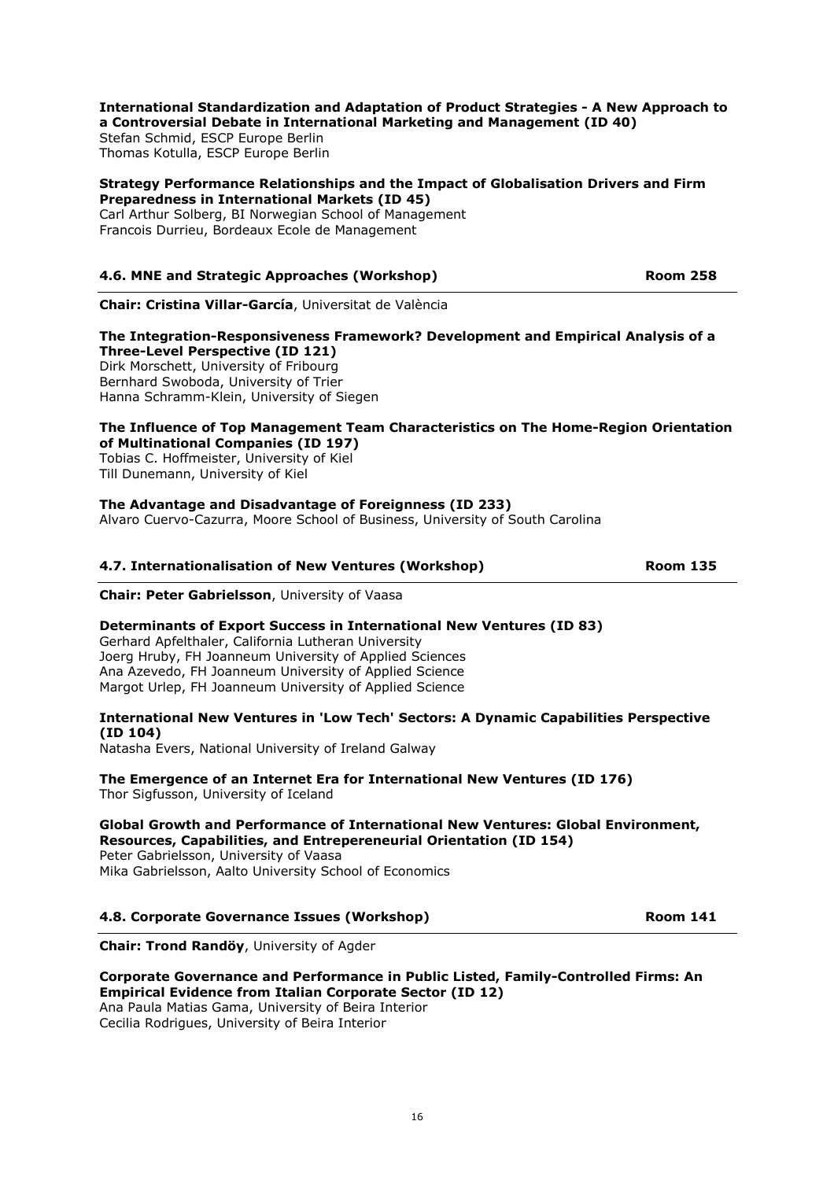**International Standardization and Adaptation of Product Strategies - A New Approach to a Controversial Debate in International Marketing and Management (ID 40)**
Stefan Schmid, ESCP Europe Berlin
Thomas Kotulla, ESCP Europe Berlin

**Strategy Performance Relationships and the Impact of Globalisation Drivers and Firm Preparedness in International Markets (ID 45)**
Carl Arthur Solberg, BI Norwegian School of Management
Francois Durrieu, Bordeaux Ecole de Management

### 4.6. MNE and Strategic Approaches (Workshop) — Room 258

**Chair: Cristina Villar-García**, Universitat de València

**The Integration-Responsiveness Framework? Development and Empirical Analysis of a Three-Level Perspective (ID 121)**
Dirk Morschett, University of Fribourg
Bernhard Swoboda, University of Trier
Hanna Schramm-Klein, University of Siegen

**The Influence of Top Management Team Characteristics on The Home-Region Orientation of Multinational Companies (ID 197)**
Tobias C. Hoffmeister, University of Kiel
Till Dunemann, University of Kiel

**The Advantage and Disadvantage of Foreignness (ID 233)**
Alvaro Cuervo-Cazurra, Moore School of Business, University of South Carolina

### 4.7. Internationalisation of New Ventures (Workshop) — Room 135

**Chair: Peter Gabrielsson**, University of Vaasa

**Determinants of Export Success in International New Ventures (ID 83)**
Gerhard Apfelthaler, California Lutheran University
Joerg Hruby, FH Joanneum University of Applied Sciences
Ana Azevedo, FH Joanneum University of Applied Science
Margot Urlep, FH Joanneum University of Applied Science

**International New Ventures in 'Low Tech' Sectors: A Dynamic Capabilities Perspective (ID 104)**
Natasha Evers, National University of Ireland Galway

**The Emergence of an Internet Era for International New Ventures (ID 176)**
Thor Sigfusson, University of Iceland

**Global Growth and Performance of International New Ventures: Global Environment, Resources, Capabilities, and Entrepereneurial Orientation (ID 154)**
Peter Gabrielsson, University of Vaasa
Mika Gabrielsson, Aalto University School of Economics

### 4.8. Corporate Governance Issues (Workshop) — Room 141

**Chair: Trond Randöy**, University of Agder

**Corporate Governance and Performance in Public Listed, Family-Controlled Firms: An Empirical Evidence from Italian Corporate Sector (ID 12)**
Ana Paula Matias Gama, University of Beira Interior
Cecilia Rodrigues, University of Beira Interior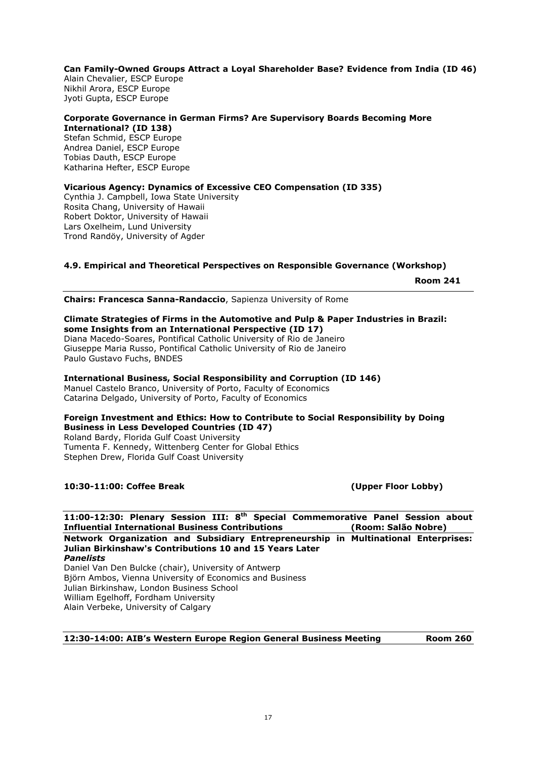**Can Family-Owned Groups Attract a Loyal Shareholder Base? Evidence from India (ID 46)**
Alain Chevalier, ESCP Europe
Nikhil Arora, ESCP Europe
Jyoti Gupta, ESCP Europe

**Corporate Governance in German Firms? Are Supervisory Boards Becoming More International? (ID 138)**
Stefan Schmid, ESCP Europe
Andrea Daniel, ESCP Europe
Tobias Dauth, ESCP Europe
Katharina Hefter, ESCP Europe

**Vicarious Agency: Dynamics of Excessive CEO Compensation (ID 335)**
Cynthia J. Campbell, Iowa State University
Rosita Chang, University of Hawaii
Robert Doktor, University of Hawaii
Lars Oxelheim, Lund University
Trond Randöy, University of Agder

### 4.9. Empirical and Theoretical Perspectives on Responsible Governance (Workshop)

**Room 241**

**Chairs: Francesca Sanna-Randaccio**, Sapienza University of Rome

**Climate Strategies of Firms in the Automotive and Pulp & Paper Industries in Brazil: some Insights from an International Perspective (ID 17)**
Diana Macedo-Soares, Pontifical Catholic University of Rio de Janeiro
Giuseppe Maria Russo, Pontifical Catholic University of Rio de Janeiro
Paulo Gustavo Fuchs, BNDES

**International Business, Social Responsibility and Corruption (ID 146)**
Manuel Castelo Branco, University of Porto, Faculty of Economics
Catarina Delgado, University of Porto, Faculty of Economics

**Foreign Investment and Ethics: How to Contribute to Social Responsibility by Doing Business in Less Developed Countries (ID 47)**
Roland Bardy, Florida Gulf Coast University
Tumenta F. Kennedy, Wittenberg Center for Global Ethics
Stephen Drew, Florida Gulf Coast University

**10:30-11:00: Coffee Break (Upper Floor Lobby)**

**11:00-12:30: Plenary Session III: 8th Special Commemorative Panel Session about Influential International Business Contributions (Room: Salão Nobre)**

**Network Organization and Subsidiary Entrepreneurship in Multinational Enterprises: Julian Birkinshaw's Contributions 10 and 15 Years Later**

***Panelists***
Daniel Van Den Bulcke (chair), University of Antwerp
Björn Ambos, Vienna University of Economics and Business
Julian Birkinshaw, London Business School
William Egelhoff, Fordham University
Alain Verbeke, University of Calgary

**12:30-14:00: AIB's Western Europe Region General Business Meeting Room 260**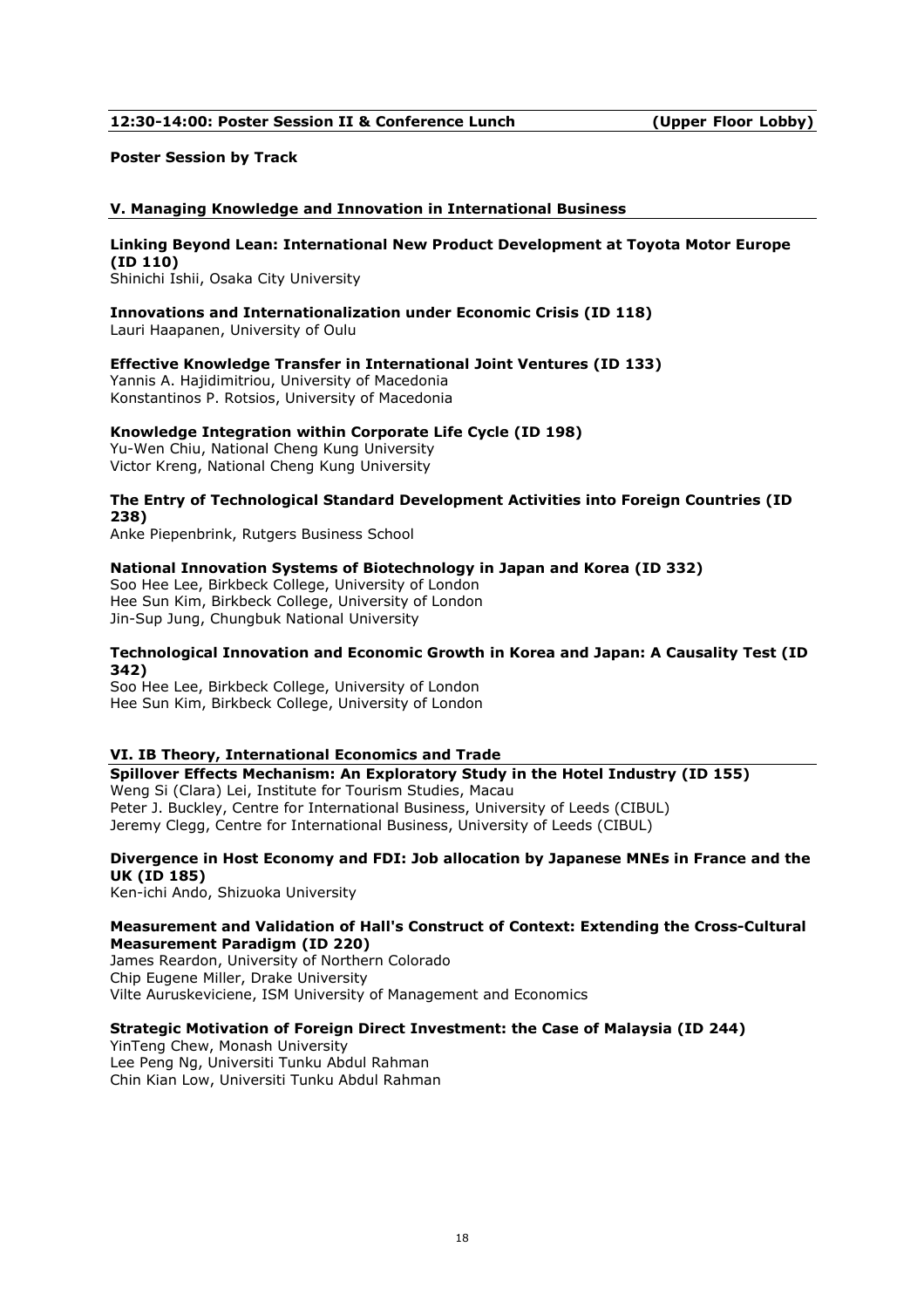**12:30-14:00: Poster Session II & Conference Lunch (Upper Floor Lobby)**

**Poster Session by Track**

## V. Managing Knowledge and Innovation in International Business

**Linking Beyond Lean: International New Product Development at Toyota Motor Europe (ID 110)**
Shinichi Ishii, Osaka City University

**Innovations and Internationalization under Economic Crisis (ID 118)**
Lauri Haapanen, University of Oulu

**Effective Knowledge Transfer in International Joint Ventures (ID 133)**
Yannis A. Hajidimitriou, University of Macedonia
Konstantinos P. Rotsios, University of Macedonia

**Knowledge Integration within Corporate Life Cycle (ID 198)**
Yu-Wen Chiu, National Cheng Kung University
Victor Kreng, National Cheng Kung University

**The Entry of Technological Standard Development Activities into Foreign Countries (ID 238)**
Anke Piepenbrink, Rutgers Business School

**National Innovation Systems of Biotechnology in Japan and Korea (ID 332)**
Soo Hee Lee, Birkbeck College, University of London
Hee Sun Kim, Birkbeck College, University of London
Jin-Sup Jung, Chungbuk National University

**Technological Innovation and Economic Growth in Korea and Japan: A Causality Test (ID 342)**
Soo Hee Lee, Birkbeck College, University of London
Hee Sun Kim, Birkbeck College, University of London

## VI. IB Theory, International Economics and Trade

**Spillover Effects Mechanism: An Exploratory Study in the Hotel Industry (ID 155)**
Weng Si (Clara) Lei, Institute for Tourism Studies, Macau
Peter J. Buckley, Centre for International Business, University of Leeds (CIBUL)
Jeremy Clegg, Centre for International Business, University of Leeds (CIBUL)

**Divergence in Host Economy and FDI: Job allocation by Japanese MNEs in France and the UK (ID 185)**
Ken-ichi Ando, Shizuoka University

**Measurement and Validation of Hall's Construct of Context: Extending the Cross-Cultural Measurement Paradigm (ID 220)**
James Reardon, University of Northern Colorado
Chip Eugene Miller, Drake University
Vilte Auruskeviciene, ISM University of Management and Economics

**Strategic Motivation of Foreign Direct Investment: the Case of Malaysia (ID 244)**
YinTeng Chew, Monash University
Lee Peng Ng, Universiti Tunku Abdul Rahman
Chin Kian Low, Universiti Tunku Abdul Rahman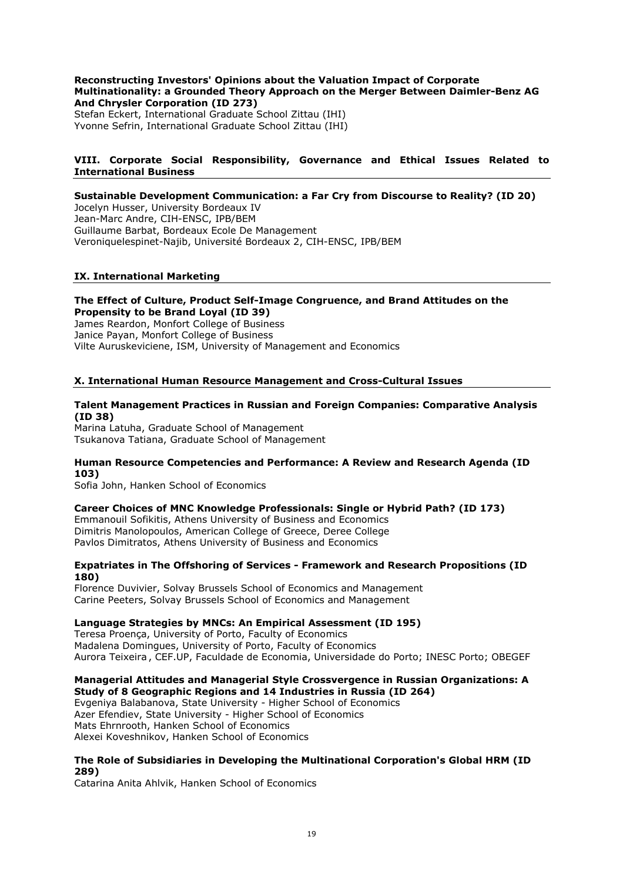**Reconstructing Investors' Opinions about the Valuation Impact of Corporate Multinationality: a Grounded Theory Approach on the Merger Between Daimler-Benz AG And Chrysler Corporation (ID 273)**
Stefan Eckert, International Graduate School Zittau (IHI)
Yvonne Sefrin, International Graduate School Zittau (IHI)

## VIII. Corporate Social Responsibility, Governance and Ethical Issues Related to International Business

**Sustainable Development Communication: a Far Cry from Discourse to Reality? (ID 20)**
Jocelyn Husser, University Bordeaux IV
Jean-Marc Andre, CIH-ENSC, IPB/BEM
Guillaume Barbat, Bordeaux Ecole De Management
Veroniquelespinet-Najib, Université Bordeaux 2, CIH-ENSC, IPB/BEM

## IX. International Marketing

**The Effect of Culture, Product Self-Image Congruence, and Brand Attitudes on the Propensity to be Brand Loyal (ID 39)**
James Reardon, Monfort College of Business
Janice Payan, Monfort College of Business
Vilte Auruskeviciene, ISM, University of Management and Economics

## X. International Human Resource Management and Cross-Cultural Issues

**Talent Management Practices in Russian and Foreign Companies: Comparative Analysis (ID 38)**
Marina Latuha, Graduate School of Management
Tsukanova Tatiana, Graduate School of Management

**Human Resource Competencies and Performance: A Review and Research Agenda (ID 103)**
Sofia John, Hanken School of Economics

**Career Choices of MNC Knowledge Professionals: Single or Hybrid Path? (ID 173)**
Emmanouil Sofikitis, Athens University of Business and Economics
Dimitris Manolopoulos, American College of Greece, Deree College
Pavlos Dimitratos, Athens University of Business and Economics

**Expatriates in The Offshoring of Services - Framework and Research Propositions (ID 180)**
Florence Duvivier, Solvay Brussels School of Economics and Management
Carine Peeters, Solvay Brussels School of Economics and Management

**Language Strategies by MNCs: An Empirical Assessment (ID 195)**
Teresa Proença, University of Porto, Faculty of Economics
Madalena Domingues, University of Porto, Faculty of Economics
Aurora Teixeira , CEF.UP, Faculdade de Economia, Universidade do Porto; INESC Porto; OBEGEF

**Managerial Attitudes and Managerial Style Crossvergence in Russian Organizations: A Study of 8 Geographic Regions and 14 Industries in Russia (ID 264)**
Evgeniya Balabanova, State University - Higher School of Economics
Azer Efendiev, State University - Higher School of Economics
Mats Ehrnrooth, Hanken School of Economics
Alexei Koveshnikov, Hanken School of Economics

**The Role of Subsidiaries in Developing the Multinational Corporation's Global HRM (ID 289)**
Catarina Anita Ahlvik, Hanken School of Economics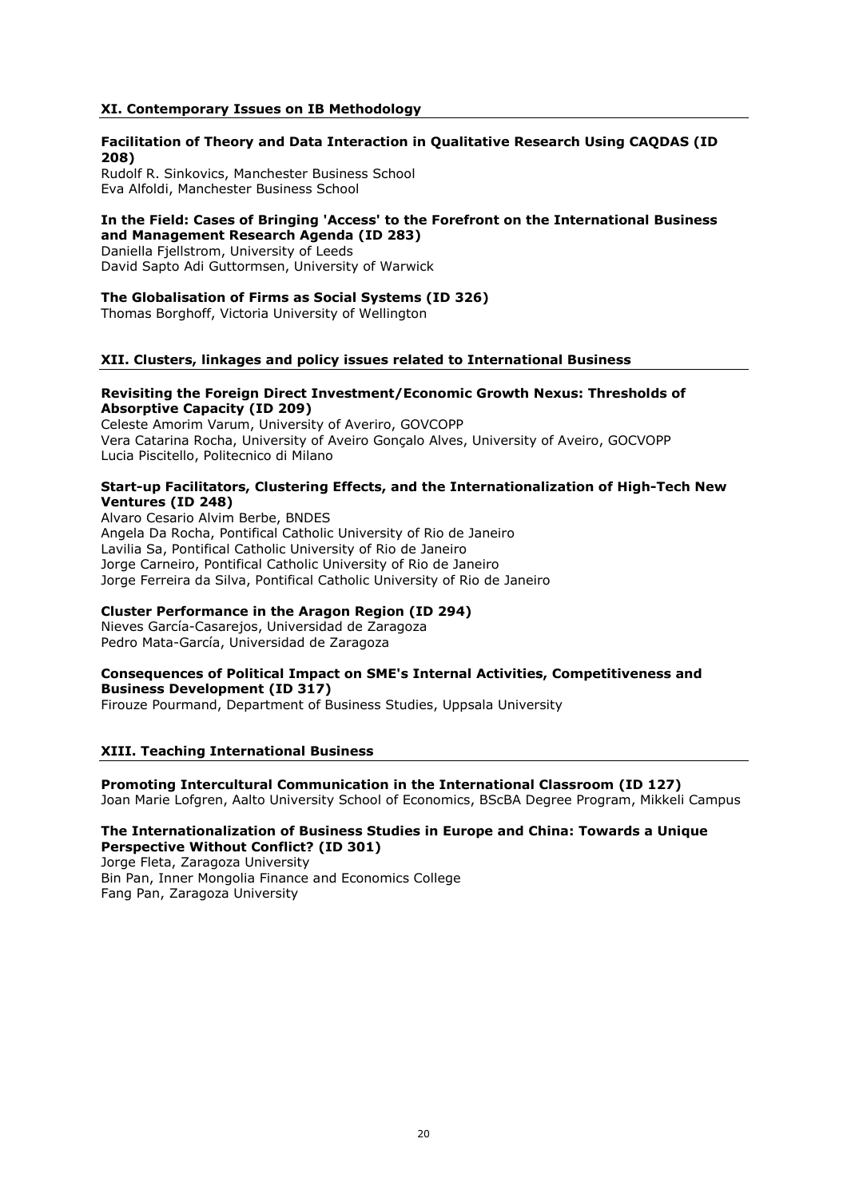## XI. Contemporary Issues on IB Methodology

**Facilitation of Theory and Data Interaction in Qualitative Research Using CAQDAS (ID 208)**
Rudolf R. Sinkovics, Manchester Business School
Eva Alfoldi, Manchester Business School

**In the Field: Cases of Bringing 'Access' to the Forefront on the International Business and Management Research Agenda (ID 283)**
Daniella Fjellstrom, University of Leeds
David Sapto Adi Guttormsen, University of Warwick

**The Globalisation of Firms as Social Systems (ID 326)**
Thomas Borghoff, Victoria University of Wellington

## XII. Clusters, linkages and policy issues related to International Business

**Revisiting the Foreign Direct Investment/Economic Growth Nexus: Thresholds of Absorptive Capacity (ID 209)**
Celeste Amorim Varum, University of Averiro, GOVCOPP
Vera Catarina Rocha, University of Aveiro Gonçalo Alves, University of Aveiro, GOCVOPP
Lucia Piscitello, Politecnico di Milano

**Start-up Facilitators, Clustering Effects, and the Internationalization of High-Tech New Ventures (ID 248)**
Alvaro Cesario Alvim Berbe, BNDES
Angela Da Rocha, Pontifical Catholic University of Rio de Janeiro
Lavilia Sa, Pontifical Catholic University of Rio de Janeiro
Jorge Carneiro, Pontifical Catholic University of Rio de Janeiro
Jorge Ferreira da Silva, Pontifical Catholic University of Rio de Janeiro

**Cluster Performance in the Aragon Region (ID 294)**
Nieves García-Casarejos, Universidad de Zaragoza
Pedro Mata-García, Universidad de Zaragoza

**Consequences of Political Impact on SME's Internal Activities, Competitiveness and Business Development (ID 317)**
Firouze Pourmand, Department of Business Studies, Uppsala University

## XIII. Teaching International Business

**Promoting Intercultural Communication in the International Classroom (ID 127)**
Joan Marie Lofgren, Aalto University School of Economics, BScBA Degree Program, Mikkeli Campus

**The Internationalization of Business Studies in Europe and China: Towards a Unique Perspective Without Conflict? (ID 301)**
Jorge Fleta, Zaragoza University
Bin Pan, Inner Mongolia Finance and Economics College
Fang Pan, Zaragoza University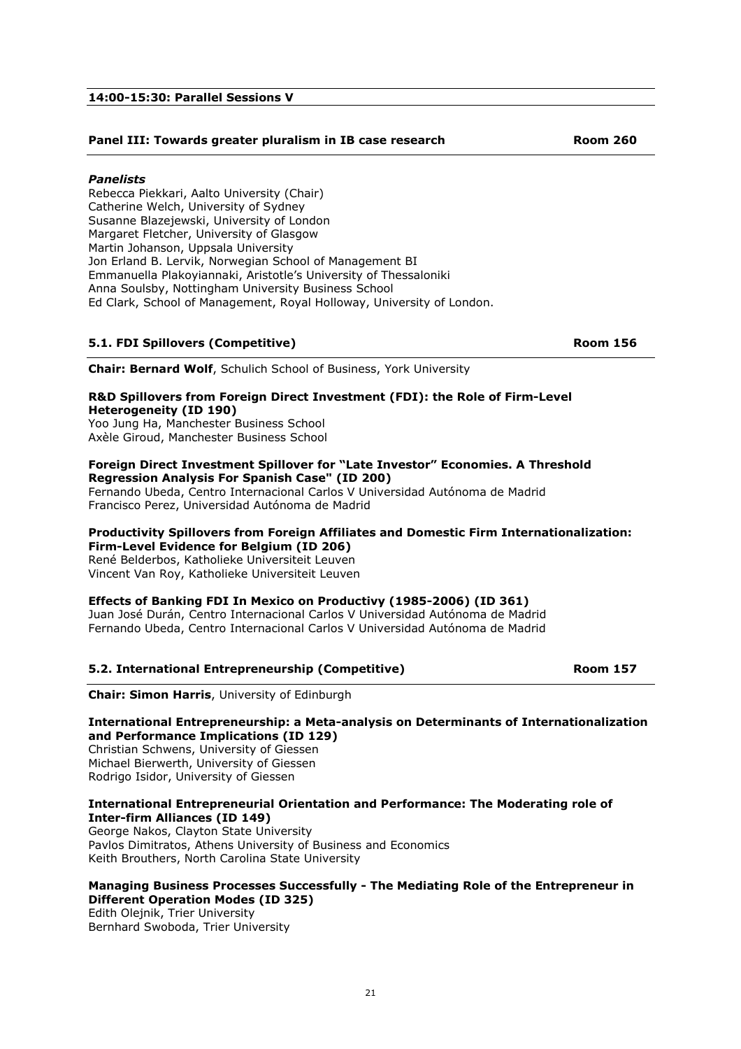## 14:00-15:30: Parallel Sessions V

### Panel III: Towards greater pluralism in IB case research — Room 260

***Panelists***

Rebecca Piekkari, Aalto University (Chair)
Catherine Welch, University of Sydney
Susanne Blazejewski, University of London
Margaret Fletcher, University of Glasgow
Martin Johanson, Uppsala University
Jon Erland B. Lervik, Norwegian School of Management BI
Emmanuella Plakoyiannaki, Aristotle's University of Thessaloniki
Anna Soulsby, Nottingham University Business School
Ed Clark, School of Management, Royal Holloway, University of London.

### 5.1. FDI Spillovers (Competitive) — Room 156

**Chair: Bernard Wolf**, Schulich School of Business, York University

**R&D Spillovers from Foreign Direct Investment (FDI): the Role of Firm-Level Heterogeneity (ID 190)**
Yoo Jung Ha, Manchester Business School
Axèle Giroud, Manchester Business School

**Foreign Direct Investment Spillover for "Late Investor" Economies. A Threshold Regression Analysis For Spanish Case" (ID 200)**
Fernando Ubeda, Centro Internacional Carlos V Universidad Autónoma de Madrid
Francisco Perez, Universidad Autónoma de Madrid

**Productivity Spillovers from Foreign Affiliates and Domestic Firm Internationalization: Firm-Level Evidence for Belgium (ID 206)**
René Belderbos, Katholieke Universiteit Leuven
Vincent Van Roy, Katholieke Universiteit Leuven

**Effects of Banking FDI In Mexico on Productivy (1985-2006) (ID 361)**
Juan José Durán, Centro Internacional Carlos V Universidad Autónoma de Madrid
Fernando Ubeda, Centro Internacional Carlos V Universidad Autónoma de Madrid

### 5.2. International Entrepreneurship (Competitive) — Room 157

**Chair: Simon Harris**, University of Edinburgh

**International Entrepreneurship: a Meta-analysis on Determinants of Internationalization and Performance Implications (ID 129)**
Christian Schwens, University of Giessen
Michael Bierwerth, University of Giessen
Rodrigo Isidor, University of Giessen

**International Entrepreneurial Orientation and Performance: The Moderating role of Inter-firm Alliances (ID 149)**
George Nakos, Clayton State University
Pavlos Dimitratos, Athens University of Business and Economics
Keith Brouthers, North Carolina State University

**Managing Business Processes Successfully - The Mediating Role of the Entrepreneur in Different Operation Modes (ID 325)**
Edith Olejnik, Trier University
Bernhard Swoboda, Trier University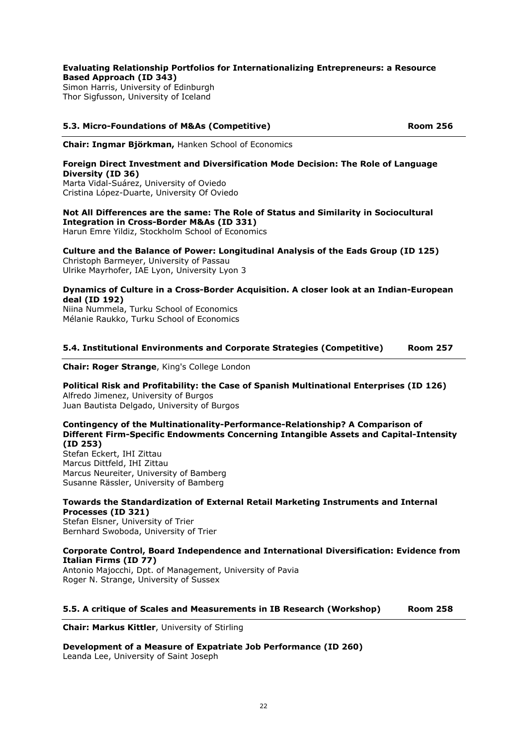**Evaluating Relationship Portfolios for Internationalizing Entrepreneurs: a Resource Based Approach (ID 343)**
Simon Harris, University of Edinburgh
Thor Sigfusson, University of Iceland

### 5.3. Micro-Foundations of M&As (Competitive) Room 256

**Chair: Ingmar Björkman,** Hanken School of Economics

**Foreign Direct Investment and Diversification Mode Decision: The Role of Language Diversity (ID 36)**
Marta Vidal-Suárez, University of Oviedo
Cristina López-Duarte, University Of Oviedo

**Not All Differences are the same: The Role of Status and Similarity in Sociocultural Integration in Cross-Border M&As (ID 331)**
Harun Emre Yildiz, Stockholm School of Economics

**Culture and the Balance of Power: Longitudinal Analysis of the Eads Group (ID 125)**
Christoph Barmeyer, University of Passau
Ulrike Mayrhofer, IAE Lyon, University Lyon 3

**Dynamics of Culture in a Cross-Border Acquisition. A closer look at an Indian-European deal (ID 192)**
Niina Nummela, Turku School of Economics
Mélanie Raukko, Turku School of Economics

### 5.4. Institutional Environments and Corporate Strategies (Competitive) Room 257

**Chair: Roger Strange**, King's College London

**Political Risk and Profitability: the Case of Spanish Multinational Enterprises (ID 126)**
Alfredo Jimenez, University of Burgos
Juan Bautista Delgado, University of Burgos

**Contingency of the Multinationality-Performance-Relationship? A Comparison of Different Firm-Specific Endowments Concerning Intangible Assets and Capital-Intensity (ID 253)**
Stefan Eckert, IHI Zittau
Marcus Dittfeld, IHI Zittau
Marcus Neureiter, University of Bamberg
Susanne Rässler, University of Bamberg

**Towards the Standardization of External Retail Marketing Instruments and Internal Processes (ID 321)**
Stefan Elsner, University of Trier
Bernhard Swoboda, University of Trier

**Corporate Control, Board Independence and International Diversification: Evidence from Italian Firms (ID 77)**
Antonio Majocchi, Dpt. of Management, University of Pavia
Roger N. Strange, University of Sussex

### 5.5. A critique of Scales and Measurements in IB Research (Workshop) Room 258

**Chair: Markus Kittler**, University of Stirling

**Development of a Measure of Expatriate Job Performance (ID 260)**
Leanda Lee, University of Saint Joseph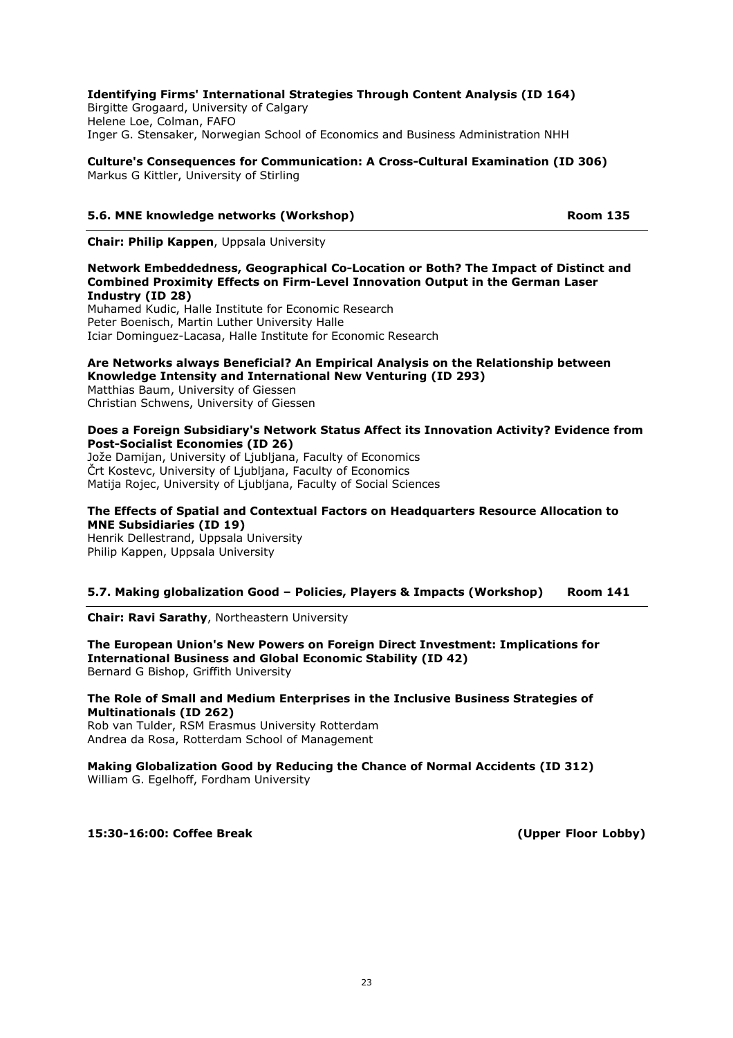**Identifying Firms' International Strategies Through Content Analysis (ID 164)**
Birgitte Grogaard, University of Calgary
Helene Loe, Colman, FAFO
Inger G. Stensaker, Norwegian School of Economics and Business Administration NHH

**Culture's Consequences for Communication: A Cross-Cultural Examination (ID 306)**
Markus G Kittler, University of Stirling

### 5.6. MNE knowledge networks (Workshop) — Room 135

**Chair: Philip Kappen**, Uppsala University

**Network Embeddedness, Geographical Co-Location or Both? The Impact of Distinct and Combined Proximity Effects on Firm-Level Innovation Output in the German Laser Industry (ID 28)**
Muhamed Kudic, Halle Institute for Economic Research
Peter Boenisch, Martin Luther University Halle
Iciar Dominguez-Lacasa, Halle Institute for Economic Research

**Are Networks always Beneficial? An Empirical Analysis on the Relationship between Knowledge Intensity and International New Venturing (ID 293)**
Matthias Baum, University of Giessen
Christian Schwens, University of Giessen

**Does a Foreign Subsidiary's Network Status Affect its Innovation Activity? Evidence from Post-Socialist Economies (ID 26)**
Jože Damijan, University of Ljubljana, Faculty of Economics
Črt Kostevc, University of Ljubljana, Faculty of Economics
Matija Rojec, University of Ljubljana, Faculty of Social Sciences

**The Effects of Spatial and Contextual Factors on Headquarters Resource Allocation to MNE Subsidiaries (ID 19)**
Henrik Dellestrand, Uppsala University
Philip Kappen, Uppsala University

### 5.7. Making globalization Good – Policies, Players & Impacts (Workshop) — Room 141

**Chair: Ravi Sarathy**, Northeastern University

**The European Union's New Powers on Foreign Direct Investment: Implications for International Business and Global Economic Stability (ID 42)**
Bernard G Bishop, Griffith University

**The Role of Small and Medium Enterprises in the Inclusive Business Strategies of Multinationals (ID 262)**
Rob van Tulder, RSM Erasmus University Rotterdam
Andrea da Rosa, Rotterdam School of Management

**Making Globalization Good by Reducing the Chance of Normal Accidents (ID 312)**
William G. Egelhoff, Fordham University

**15:30-16:00: Coffee Break** **(Upper Floor Lobby)**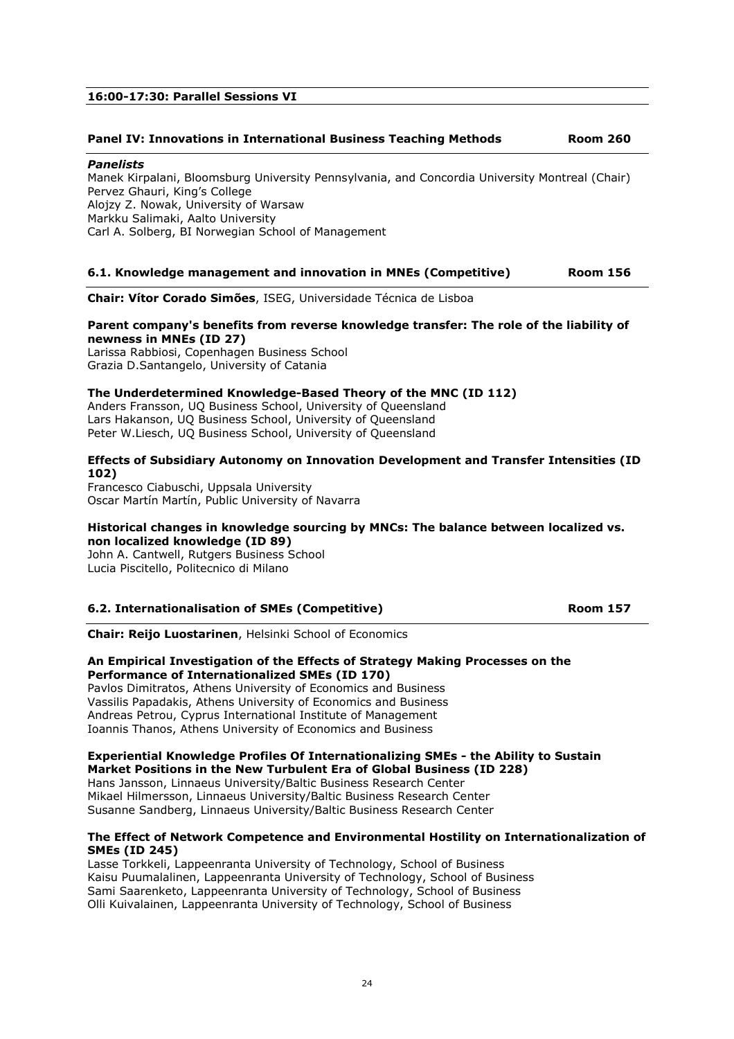## 16:00-17:30: Parallel Sessions VI

### Panel IV: Innovations in International Business Teaching Methods — Room 260

***Panelists***

Manek Kirpalani, Bloomsburg University Pennsylvania, and Concordia University Montreal (Chair)
Pervez Ghauri, King's College
Alojzy Z. Nowak, University of Warsaw
Markku Salimaki, Aalto University
Carl A. Solberg, BI Norwegian School of Management

### 6.1. Knowledge management and innovation in MNEs (Competitive) — Room 156

**Chair: Vítor Corado Simões**, ISEG, Universidade Técnica de Lisboa

**Parent company's benefits from reverse knowledge transfer: The role of the liability of newness in MNEs (ID 27)**
Larissa Rabbiosi, Copenhagen Business School
Grazia D.Santangelo, University of Catania

**The Underdetermined Knowledge-Based Theory of the MNC (ID 112)**
Anders Fransson, UQ Business School, University of Queensland
Lars Hakanson, UQ Business School, University of Queensland
Peter W.Liesch, UQ Business School, University of Queensland

**Effects of Subsidiary Autonomy on Innovation Development and Transfer Intensities (ID 102)**
Francesco Ciabuschi, Uppsala University
Oscar Martín Martín, Public University of Navarra

**Historical changes in knowledge sourcing by MNCs: The balance between localized vs. non localized knowledge (ID 89)**
John A. Cantwell, Rutgers Business School
Lucia Piscitello, Politecnico di Milano

### 6.2. Internationalisation of SMEs (Competitive) — Room 157

**Chair: Reijo Luostarinen**, Helsinki School of Economics

**An Empirical Investigation of the Effects of Strategy Making Processes on the Performance of Internationalized SMEs (ID 170)**
Pavlos Dimitratos, Athens University of Economics and Business
Vassilis Papadakis, Athens University of Economics and Business
Andreas Petrou, Cyprus International Institute of Management
Ioannis Thanos, Athens University of Economics and Business

**Experiential Knowledge Profiles Of Internationalizing SMEs - the Ability to Sustain Market Positions in the New Turbulent Era of Global Business (ID 228)**
Hans Jansson, Linnaeus University/Baltic Business Research Center
Mikael Hilmersson, Linnaeus University/Baltic Business Research Center
Susanne Sandberg, Linnaeus University/Baltic Business Research Center

**The Effect of Network Competence and Environmental Hostility on Internationalization of SMEs (ID 245)**
Lasse Torkkeli, Lappeenranta University of Technology, School of Business
Kaisu Puumalalinen, Lappeenranta University of Technology, School of Business
Sami Saarenketo, Lappeenranta University of Technology, School of Business
Olli Kuivalainen, Lappeenranta University of Technology, School of Business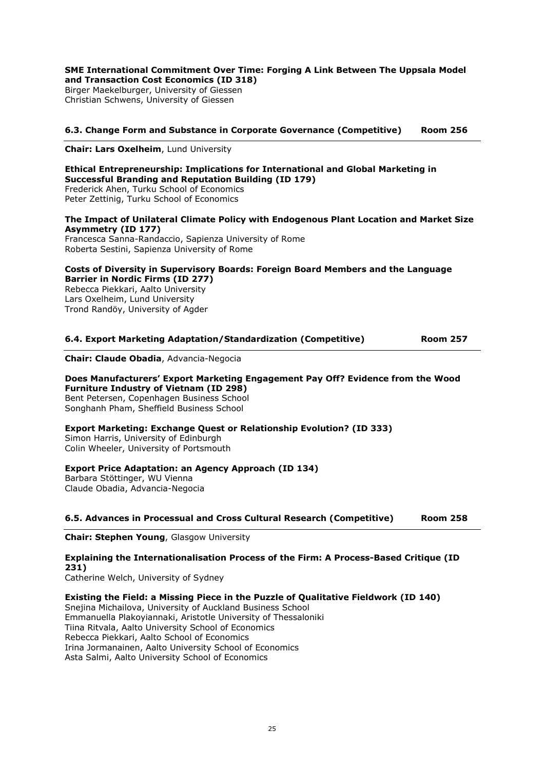**SME International Commitment Over Time: Forging A Link Between The Uppsala Model and Transaction Cost Economics (ID 318)**
Birger Maekelburger, University of Giessen
Christian Schwens, University of Giessen

### 6.3. Change Form and Substance in Corporate Governance (Competitive) Room 256

**Chair: Lars Oxelheim**, Lund University

**Ethical Entrepreneurship: Implications for International and Global Marketing in Successful Branding and Reputation Building (ID 179)**
Frederick Ahen, Turku School of Economics
Peter Zettinig, Turku School of Economics

**The Impact of Unilateral Climate Policy with Endogenous Plant Location and Market Size Asymmetry (ID 177)**
Francesca Sanna-Randaccio, Sapienza University of Rome
Roberta Sestini, Sapienza University of Rome

**Costs of Diversity in Supervisory Boards: Foreign Board Members and the Language Barrier in Nordic Firms (ID 277)**
Rebecca Piekkari, Aalto University
Lars Oxelheim, Lund University
Trond Randöy, University of Agder

### 6.4. Export Marketing Adaptation/Standardization (Competitive) Room 257

**Chair: Claude Obadia**, Advancia-Negocia

**Does Manufacturers' Export Marketing Engagement Pay Off? Evidence from the Wood Furniture Industry of Vietnam (ID 298)**
Bent Petersen, Copenhagen Business School
Songhanh Pham, Sheffield Business School

**Export Marketing: Exchange Quest or Relationship Evolution? (ID 333)**
Simon Harris, University of Edinburgh
Colin Wheeler, University of Portsmouth

**Export Price Adaptation: an Agency Approach (ID 134)**
Barbara Stöttinger, WU Vienna
Claude Obadia, Advancia-Negocia

### 6.5. Advances in Processual and Cross Cultural Research (Competitive) Room 258

**Chair: Stephen Young**, Glasgow University

**Explaining the Internationalisation Process of the Firm: A Process-Based Critique (ID 231)**
Catherine Welch, University of Sydney

**Existing the Field: a Missing Piece in the Puzzle of Qualitative Fieldwork (ID 140)**
Snejina Michailova, University of Auckland Business School
Emmanuella Plakoyiannaki, Aristotle University of Thessaloniki
Tiina Ritvala, Aalto University School of Economics
Rebecca Piekkari, Aalto School of Economics
Irina Jormanainen, Aalto University School of Economics
Asta Salmi, Aalto University School of Economics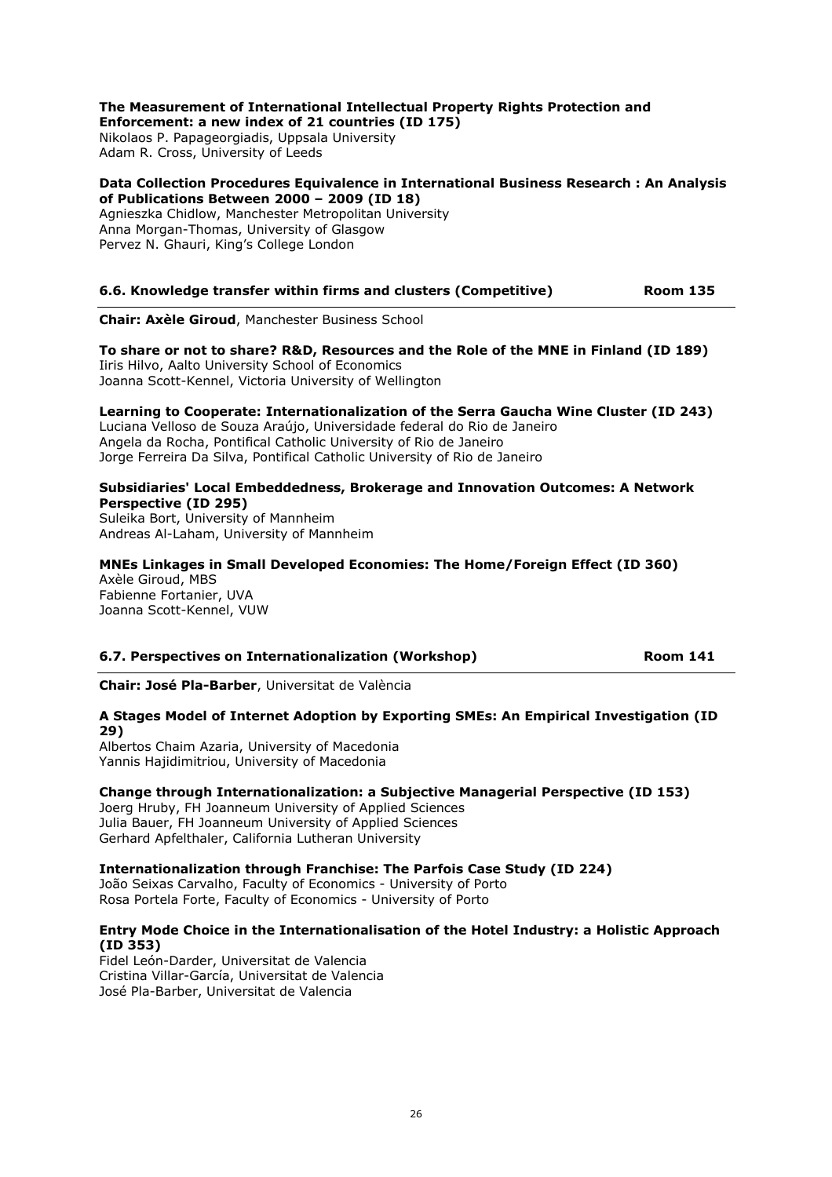**The Measurement of International Intellectual Property Rights Protection and Enforcement: a new index of 21 countries (ID 175)**
Nikolaos P. Papageorgiadis, Uppsala University
Adam R. Cross, University of Leeds

**Data Collection Procedures Equivalence in International Business Research : An Analysis of Publications Between 2000 – 2009 (ID 18)**
Agnieszka Chidlow, Manchester Metropolitan University
Anna Morgan-Thomas, University of Glasgow
Pervez N. Ghauri, King's College London

### 6.6. Knowledge transfer within firms and clusters (Competitive) — Room 135

**Chair: Axèle Giroud**, Manchester Business School

**To share or not to share? R&D, Resources and the Role of the MNE in Finland (ID 189)**
Iiris Hilvo, Aalto University School of Economics
Joanna Scott-Kennel, Victoria University of Wellington

**Learning to Cooperate: Internationalization of the Serra Gaucha Wine Cluster (ID 243)**
Luciana Velloso de Souza Araújo, Universidade federal do Rio de Janeiro
Angela da Rocha, Pontifical Catholic University of Rio de Janeiro
Jorge Ferreira Da Silva, Pontifical Catholic University of Rio de Janeiro

**Subsidiaries' Local Embeddedness, Brokerage and Innovation Outcomes: A Network Perspective (ID 295)**
Suleika Bort, University of Mannheim
Andreas Al-Laham, University of Mannheim

**MNEs Linkages in Small Developed Economies: The Home/Foreign Effect (ID 360)**
Axèle Giroud, MBS
Fabienne Fortanier, UVA
Joanna Scott-Kennel, VUW

### 6.7. Perspectives on Internationalization (Workshop) — Room 141

**Chair: José Pla-Barber**, Universitat de València

**A Stages Model of Internet Adoption by Exporting SMEs: An Empirical Investigation (ID 29)**
Albertos Chaim Azaria, University of Macedonia
Yannis Hajidimitriou, University of Macedonia

**Change through Internationalization: a Subjective Managerial Perspective (ID 153)**
Joerg Hruby, FH Joanneum University of Applied Sciences
Julia Bauer, FH Joanneum University of Applied Sciences
Gerhard Apfelthaler, California Lutheran University

**Internationalization through Franchise: The Parfois Case Study (ID 224)**
João Seixas Carvalho, Faculty of Economics - University of Porto
Rosa Portela Forte, Faculty of Economics - University of Porto

**Entry Mode Choice in the Internationalisation of the Hotel Industry: a Holistic Approach (ID 353)**
Fidel León-Darder, Universitat de Valencia
Cristina Villar-García, Universitat de Valencia
José Pla-Barber, Universitat de Valencia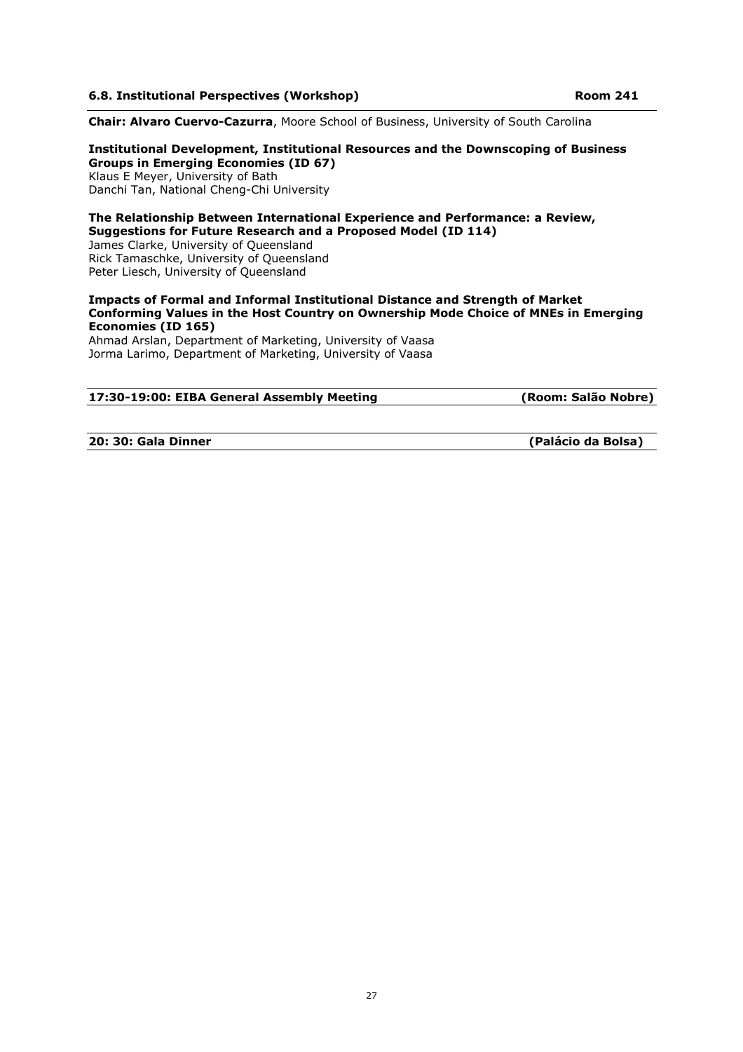### 6.8. Institutional Perspectives (Workshop) — Room 241

**Chair: Alvaro Cuervo-Cazurra**, Moore School of Business, University of South Carolina

**Institutional Development, Institutional Resources and the Downscoping of Business Groups in Emerging Economies (ID 67)**
Klaus E Meyer, University of Bath
Danchi Tan, National Cheng-Chi University

**The Relationship Between International Experience and Performance: a Review, Suggestions for Future Research and a Proposed Model (ID 114)**
James Clarke, University of Queensland
Rick Tamaschke, University of Queensland
Peter Liesch, University of Queensland

**Impacts of Formal and Informal Institutional Distance and Strength of Market Conforming Values in the Host Country on Ownership Mode Choice of MNEs in Emerging Economies (ID 165)**
Ahmad Arslan, Department of Marketing, University of Vaasa
Jorma Larimo, Department of Marketing, University of Vaasa

**17:30-19:00: EIBA General Assembly Meeting** **(Room: Salão Nobre)**

**20: 30: Gala Dinner** **(Palácio da Bolsa)**